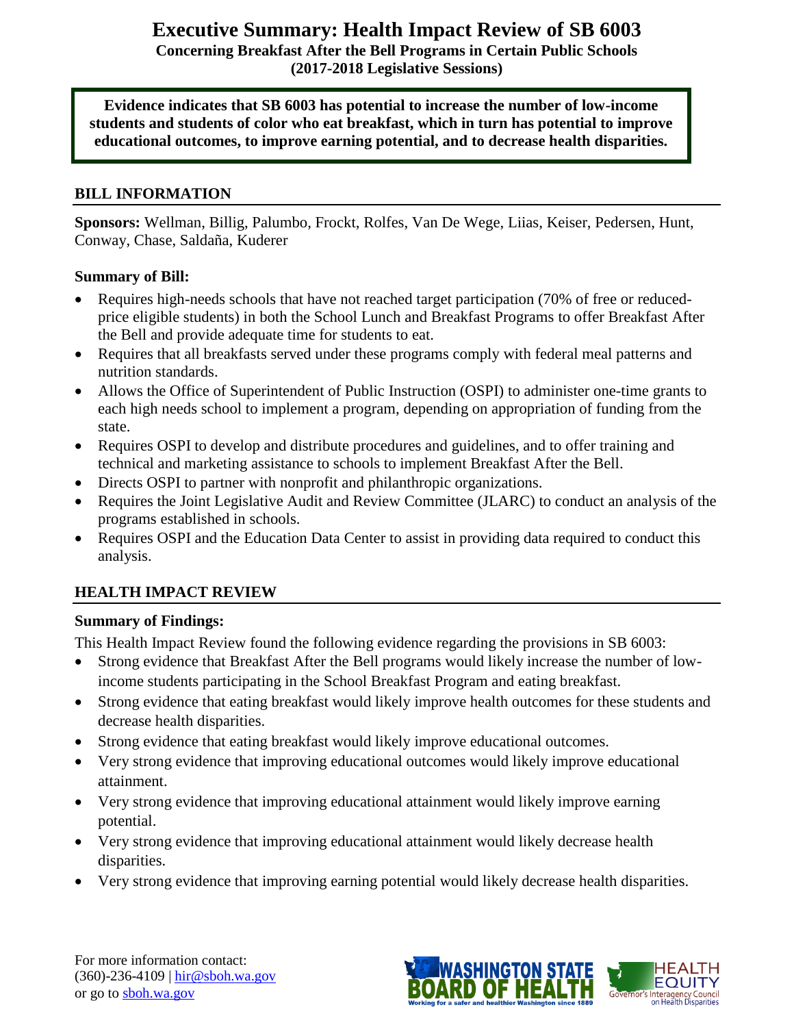# Executive Summary: Health Impact Review of SB 6003

**Concerning Breakfast After the Bell Programs in Certain Public Schools**
**(2017-2018 Legislative Sessions)**

**Evidence indicates that SB 6003 has potential to increase the number of low-income students and students of color who eat breakfast, which in turn has potential to improve educational outcomes, to improve earning potential, and to decrease health disparities.**

## BILL INFORMATION

**Sponsors:** Wellman, Billig, Palumbo, Frockt, Rolfes, Van De Wege, Liias, Keiser, Pedersen, Hunt, Conway, Chase, Saldaña, Kuderer

### Summary of Bill:

- Requires high-needs schools that have not reached target participation (70% of free or reduced-price eligible students) in both the School Lunch and Breakfast Programs to offer Breakfast After the Bell and provide adequate time for students to eat.
- Requires that all breakfasts served under these programs comply with federal meal patterns and nutrition standards.
- Allows the Office of Superintendent of Public Instruction (OSPI) to administer one-time grants to each high needs school to implement a program, depending on appropriation of funding from the state.
- Requires OSPI to develop and distribute procedures and guidelines, and to offer training and technical and marketing assistance to schools to implement Breakfast After the Bell.
- Directs OSPI to partner with nonprofit and philanthropic organizations.
- Requires the Joint Legislative Audit and Review Committee (JLARC) to conduct an analysis of the programs established in schools.
- Requires OSPI and the Education Data Center to assist in providing data required to conduct this analysis.

## HEALTH IMPACT REVIEW

### Summary of Findings:

This Health Impact Review found the following evidence regarding the provisions in SB 6003:

- Strong evidence that Breakfast After the Bell programs would likely increase the number of low-income students participating in the School Breakfast Program and eating breakfast.
- Strong evidence that eating breakfast would likely improve health outcomes for these students and decrease health disparities.
- Strong evidence that eating breakfast would likely improve educational outcomes.
- Very strong evidence that improving educational outcomes would likely improve educational attainment.
- Very strong evidence that improving educational attainment would likely improve earning potential.
- Very strong evidence that improving educational attainment would likely decrease health disparities.
- Very strong evidence that improving earning potential would likely decrease health disparities.

For more information contact:
(360)-236-4109 | hir@sboh.wa.gov
or go to sboh.wa.gov

WASHINGTON STATE BOARD OF HEALTH — Working for a safer and healthier Washington since 1889

HEALTH EQUITY — Governor's Interagency Council on Health Disparities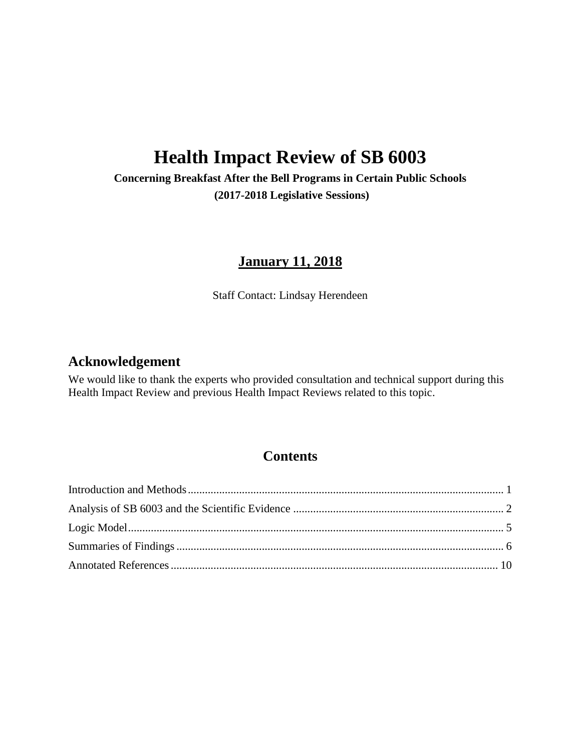# Health Impact Review of SB 6003

**Concerning Breakfast After the Bell Programs in Certain Public Schools**

**(2017-2018 Legislative Sessions)**

## January 11, 2018

Staff Contact: Lindsay Herendeen

## Acknowledgement

We would like to thank the experts who provided consultation and technical support during this Health Impact Review and previous Health Impact Reviews related to this topic.

## Contents

Introduction and Methods ........................................................................................................ 1
Analysis of SB 6003 and the Scientific Evidence ................................................................... 2
Logic Model ............................................................................................................................ 5
Summaries of Findings ........................................................................................................... 6
Annotated References ............................................................................................................. 10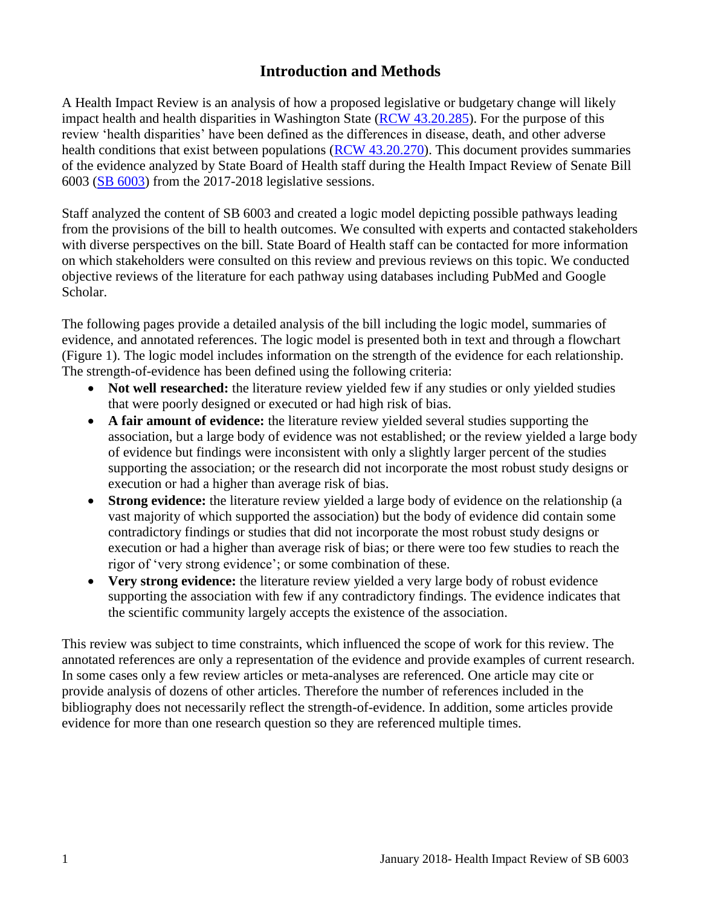# Introduction and Methods

A Health Impact Review is an analysis of how a proposed legislative or budgetary change will likely impact health and health disparities in Washington State (RCW 43.20.285). For the purpose of this review 'health disparities' have been defined as the differences in disease, death, and other adverse health conditions that exist between populations (RCW 43.20.270). This document provides summaries of the evidence analyzed by State Board of Health staff during the Health Impact Review of Senate Bill 6003 (SB 6003) from the 2017-2018 legislative sessions.

Staff analyzed the content of SB 6003 and created a logic model depicting possible pathways leading from the provisions of the bill to health outcomes. We consulted with experts and contacted stakeholders with diverse perspectives on the bill. State Board of Health staff can be contacted for more information on which stakeholders were consulted on this review and previous reviews on this topic. We conducted objective reviews of the literature for each pathway using databases including PubMed and Google Scholar.

The following pages provide a detailed analysis of the bill including the logic model, summaries of evidence, and annotated references. The logic model is presented both in text and through a flowchart (Figure 1). The logic model includes information on the strength of the evidence for each relationship. The strength-of-evidence has been defined using the following criteria:

- **Not well researched:** the literature review yielded few if any studies or only yielded studies that were poorly designed or executed or had high risk of bias.
- **A fair amount of evidence:** the literature review yielded several studies supporting the association, but a large body of evidence was not established; or the review yielded a large body of evidence but findings were inconsistent with only a slightly larger percent of the studies supporting the association; or the research did not incorporate the most robust study designs or execution or had a higher than average risk of bias.
- **Strong evidence:** the literature review yielded a large body of evidence on the relationship (a vast majority of which supported the association) but the body of evidence did contain some contradictory findings or studies that did not incorporate the most robust study designs or execution or had a higher than average risk of bias; or there were too few studies to reach the rigor of 'very strong evidence'; or some combination of these.
- **Very strong evidence:** the literature review yielded a very large body of robust evidence supporting the association with few if any contradictory findings. The evidence indicates that the scientific community largely accepts the existence of the association.

This review was subject to time constraints, which influenced the scope of work for this review. The annotated references are only a representation of the evidence and provide examples of current research. In some cases only a few review articles or meta-analyses are referenced. One article may cite or provide analysis of dozens of other articles. Therefore the number of references included in the bibliography does not necessarily reflect the strength-of-evidence. In addition, some articles provide evidence for more than one research question so they are referenced multiple times.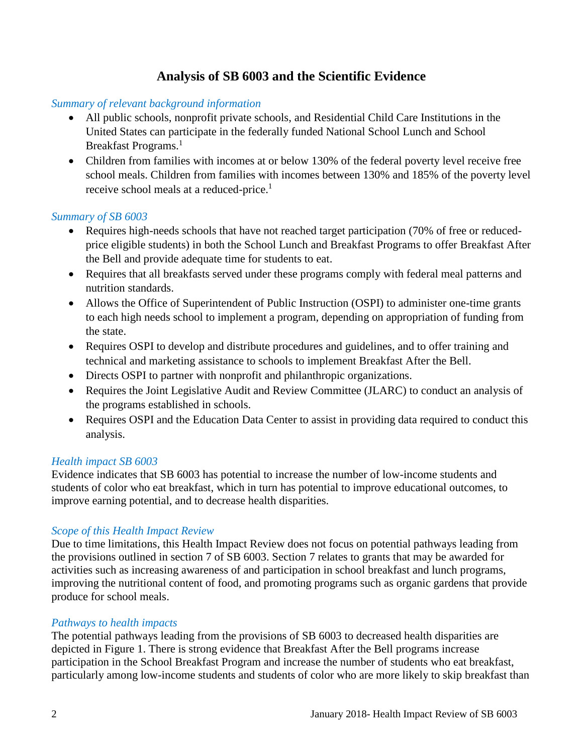# Analysis of SB 6003 and the Scientific Evidence

*Summary of relevant background information*

- All public schools, nonprofit private schools, and Residential Child Care Institutions in the United States can participate in the federally funded National School Lunch and School Breakfast Programs.[1]
- Children from families with incomes at or below 130% of the federal poverty level receive free school meals. Children from families with incomes between 130% and 185% of the poverty level receive school meals at a reduced-price.[1]

*Summary of SB 6003*

- Requires high-needs schools that have not reached target participation (70% of free or reduced-price eligible students) in both the School Lunch and Breakfast Programs to offer Breakfast After the Bell and provide adequate time for students to eat.
- Requires that all breakfasts served under these programs comply with federal meal patterns and nutrition standards.
- Allows the Office of Superintendent of Public Instruction (OSPI) to administer one-time grants to each high needs school to implement a program, depending on appropriation of funding from the state.
- Requires OSPI to develop and distribute procedures and guidelines, and to offer training and technical and marketing assistance to schools to implement Breakfast After the Bell.
- Directs OSPI to partner with nonprofit and philanthropic organizations.
- Requires the Joint Legislative Audit and Review Committee (JLARC) to conduct an analysis of the programs established in schools.
- Requires OSPI and the Education Data Center to assist in providing data required to conduct this analysis.

*Health impact SB 6003*

Evidence indicates that SB 6003 has potential to increase the number of low-income students and students of color who eat breakfast, which in turn has potential to improve educational outcomes, to improve earning potential, and to decrease health disparities.

*Scope of this Health Impact Review*

Due to time limitations, this Health Impact Review does not focus on potential pathways leading from the provisions outlined in section 7 of SB 6003. Section 7 relates to grants that may be awarded for activities such as increasing awareness of and participation in school breakfast and lunch programs, improving the nutritional content of food, and promoting programs such as organic gardens that provide produce for school meals.

*Pathways to health impacts*

The potential pathways leading from the provisions of SB 6003 to decreased health disparities are depicted in Figure 1. There is strong evidence that Breakfast After the Bell programs increase participation in the School Breakfast Program and increase the number of students who eat breakfast, particularly among low-income students and students of color who are more likely to skip breakfast than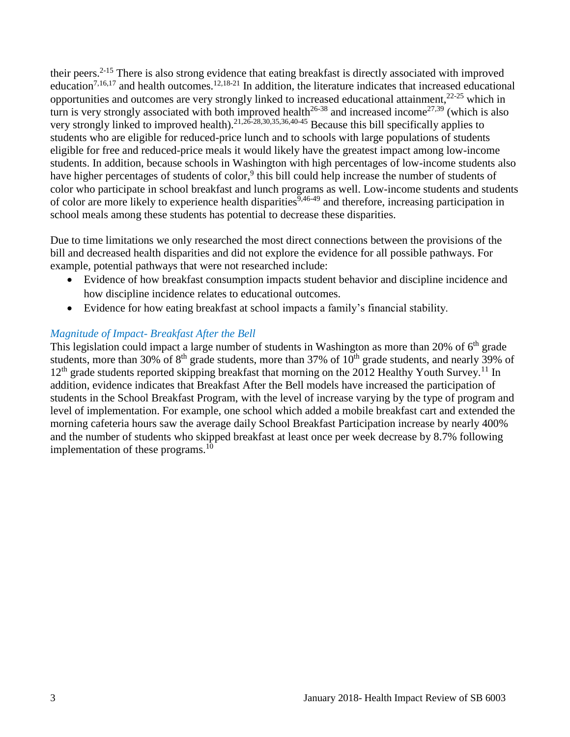their peers.[2-15] There is also strong evidence that eating breakfast is directly associated with improved education[7,16,17] and health outcomes.[12,18-21] In addition, the literature indicates that increased educational opportunities and outcomes are very strongly linked to increased educational attainment,[22-25] which in turn is very strongly associated with both improved health[26-38] and increased income[27,39] (which is also very strongly linked to improved health).[21,26-28,30,35,36,40-45] Because this bill specifically applies to students who are eligible for reduced-price lunch and to schools with large populations of students eligible for free and reduced-price meals it would likely have the greatest impact among low-income students. In addition, because schools in Washington with high percentages of low-income students also have higher percentages of students of color,[9] this bill could help increase the number of students of color who participate in school breakfast and lunch programs as well. Low-income students and students of color are more likely to experience health disparities[9,46-49] and therefore, increasing participation in school meals among these students has potential to decrease these disparities.

Due to time limitations we only researched the most direct connections between the provisions of the bill and decreased health disparities and did not explore the evidence for all possible pathways. For example, potential pathways that were not researched include:

- Evidence of how breakfast consumption impacts student behavior and discipline incidence and how discipline incidence relates to educational outcomes.
- Evidence for how eating breakfast at school impacts a family's financial stability.

*Magnitude of Impact- Breakfast After the Bell*

This legislation could impact a large number of students in Washington as more than 20% of 6th grade students, more than 30% of 8th grade students, more than 37% of 10th grade students, and nearly 39% of 12th grade students reported skipping breakfast that morning on the 2012 Healthy Youth Survey.[11] In addition, evidence indicates that Breakfast After the Bell models have increased the participation of students in the School Breakfast Program, with the level of increase varying by the type of program and level of implementation. For example, one school which added a mobile breakfast cart and extended the morning cafeteria hours saw the average daily School Breakfast Participation increase by nearly 400% and the number of students who skipped breakfast at least once per week decrease by 8.7% following implementation of these programs.[10]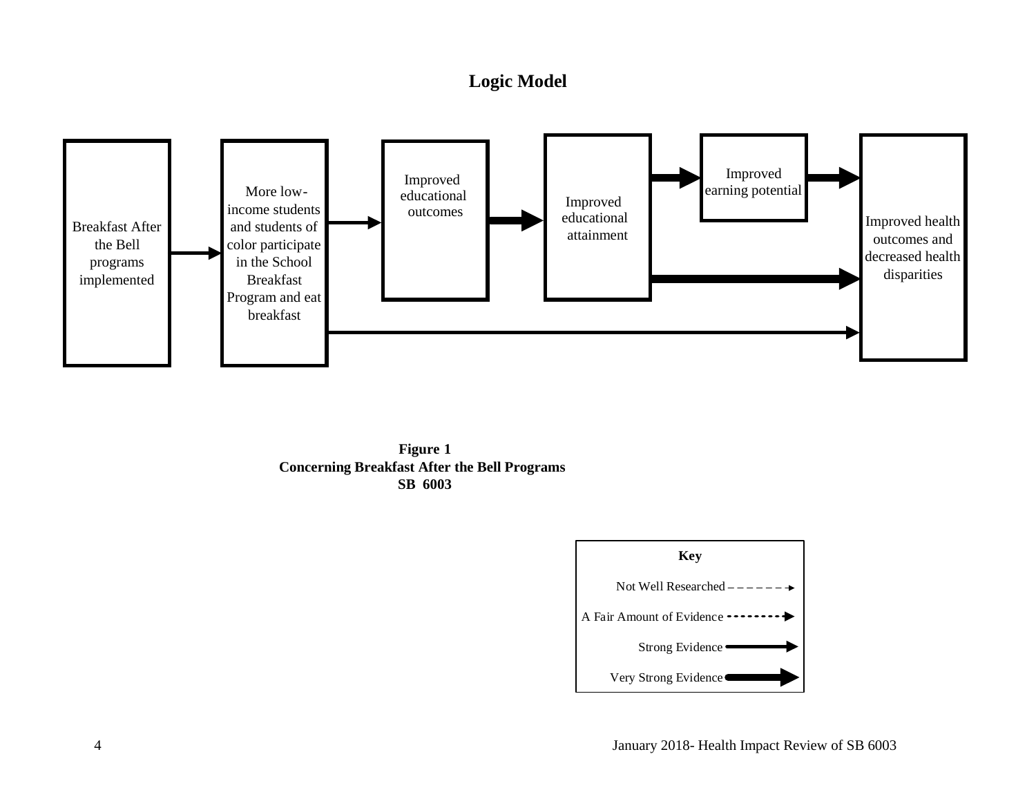# Logic Model

Breakfast After the Bell programs implemented

More low-income students and students of color participate in the School Breakfast Program and eat breakfast

Improved educational outcomes

Improved educational attainment

Improved earning potential

Improved health outcomes and decreased health disparities

**Figure 1**
**Concerning Breakfast After the Bell Programs**
**SB 6003**

**Key**

Not Well Researched

A Fair Amount of Evidence

Strong Evidence

Very Strong Evidence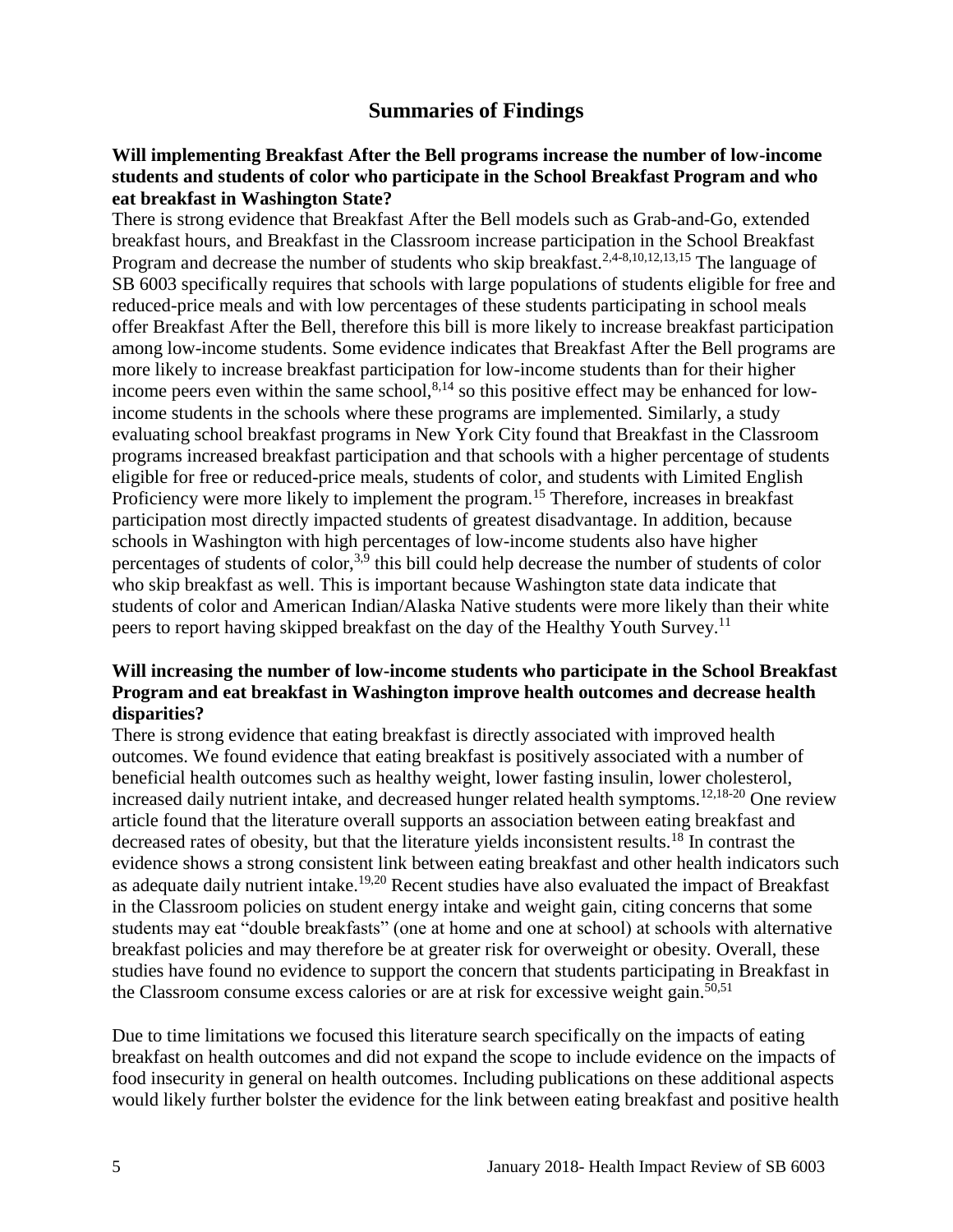## Summaries of Findings

**Will implementing Breakfast After the Bell programs increase the number of low-income students and students of color who participate in the School Breakfast Program and who eat breakfast in Washington State?**

There is strong evidence that Breakfast After the Bell models such as Grab-and-Go, extended breakfast hours, and Breakfast in the Classroom increase participation in the School Breakfast Program and decrease the number of students who skip breakfast.[2,4-8,10,12,13,15] The language of SB 6003 specifically requires that schools with large populations of students eligible for free and reduced-price meals and with low percentages of these students participating in school meals offer Breakfast After the Bell, therefore this bill is more likely to increase breakfast participation among low-income students. Some evidence indicates that Breakfast After the Bell programs are more likely to increase breakfast participation for low-income students than for their higher income peers even within the same school,[8,14] so this positive effect may be enhanced for low-income students in the schools where these programs are implemented. Similarly, a study evaluating school breakfast programs in New York City found that Breakfast in the Classroom programs increased breakfast participation and that schools with a higher percentage of students eligible for free or reduced-price meals, students of color, and students with Limited English Proficiency were more likely to implement the program.[15] Therefore, increases in breakfast participation most directly impacted students of greatest disadvantage. In addition, because schools in Washington with high percentages of low-income students also have higher percentages of students of color,[3,9] this bill could help decrease the number of students of color who skip breakfast as well. This is important because Washington state data indicate that students of color and American Indian/Alaska Native students were more likely than their white peers to report having skipped breakfast on the day of the Healthy Youth Survey.[11]

**Will increasing the number of low-income students who participate in the School Breakfast Program and eat breakfast in Washington improve health outcomes and decrease health disparities?**

There is strong evidence that eating breakfast is directly associated with improved health outcomes. We found evidence that eating breakfast is positively associated with a number of beneficial health outcomes such as healthy weight, lower fasting insulin, lower cholesterol, increased daily nutrient intake, and decreased hunger related health symptoms.[12,18-20] One review article found that the literature overall supports an association between eating breakfast and decreased rates of obesity, but that the literature yields inconsistent results.[18] In contrast the evidence shows a strong consistent link between eating breakfast and other health indicators such as adequate daily nutrient intake.[19,20] Recent studies have also evaluated the impact of Breakfast in the Classroom policies on student energy intake and weight gain, citing concerns that some students may eat "double breakfasts" (one at home and one at school) at schools with alternative breakfast policies and may therefore be at greater risk for overweight or obesity. Overall, these studies have found no evidence to support the concern that students participating in Breakfast in the Classroom consume excess calories or are at risk for excessive weight gain.[50,51]

Due to time limitations we focused this literature search specifically on the impacts of eating breakfast on health outcomes and did not expand the scope to include evidence on the impacts of food insecurity in general on health outcomes. Including publications on these additional aspects would likely further bolster the evidence for the link between eating breakfast and positive health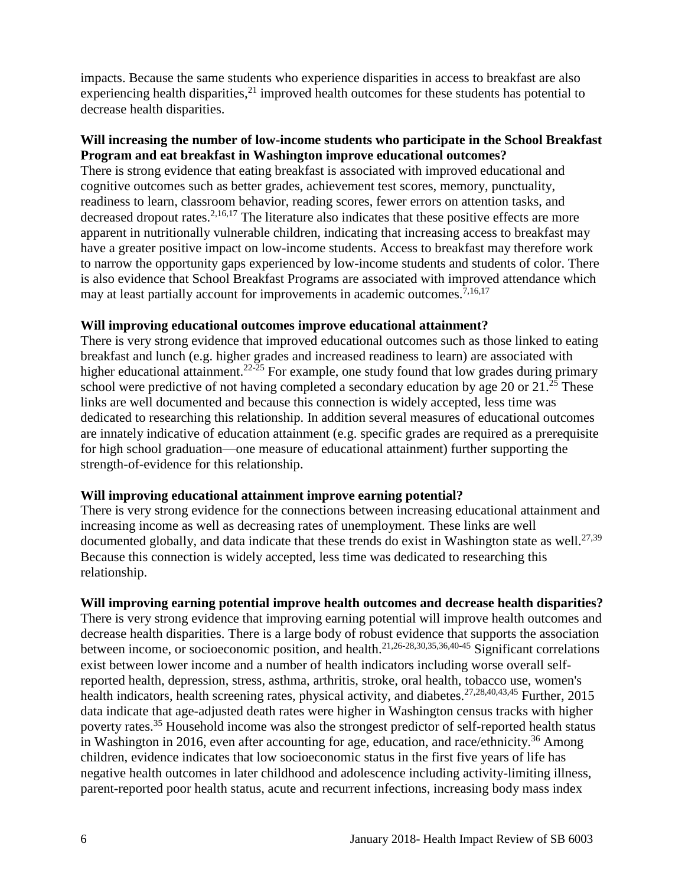impacts. Because the same students who experience disparities in access to breakfast are also experiencing health disparities,[21] improved health outcomes for these students has potential to decrease health disparities.

**Will increasing the number of low-income students who participate in the School Breakfast Program and eat breakfast in Washington improve educational outcomes?**

There is strong evidence that eating breakfast is associated with improved educational and cognitive outcomes such as better grades, achievement test scores, memory, punctuality, readiness to learn, classroom behavior, reading scores, fewer errors on attention tasks, and decreased dropout rates.[2,16,17] The literature also indicates that these positive effects are more apparent in nutritionally vulnerable children, indicating that increasing access to breakfast may have a greater positive impact on low-income students. Access to breakfast may therefore work to narrow the opportunity gaps experienced by low-income students and students of color. There is also evidence that School Breakfast Programs are associated with improved attendance which may at least partially account for improvements in academic outcomes.[7,16,17]

**Will improving educational outcomes improve educational attainment?**

There is very strong evidence that improved educational outcomes such as those linked to eating breakfast and lunch (e.g. higher grades and increased readiness to learn) are associated with higher educational attainment.[22-25] For example, one study found that low grades during primary school were predictive of not having completed a secondary education by age 20 or 21.[25] These links are well documented and because this connection is widely accepted, less time was dedicated to researching this relationship. In addition several measures of educational outcomes are innately indicative of education attainment (e.g. specific grades are required as a prerequisite for high school graduation—one measure of educational attainment) further supporting the strength-of-evidence for this relationship.

**Will improving educational attainment improve earning potential?**

There is very strong evidence for the connections between increasing educational attainment and increasing income as well as decreasing rates of unemployment. These links are well documented globally, and data indicate that these trends do exist in Washington state as well.[27,39] Because this connection is widely accepted, less time was dedicated to researching this relationship.

**Will improving earning potential improve health outcomes and decrease health disparities?**

There is very strong evidence that improving earning potential will improve health outcomes and decrease health disparities. There is a large body of robust evidence that supports the association between income, or socioeconomic position, and health.[21,26-28,30,35,36,40-45] Significant correlations exist between lower income and a number of health indicators including worse overall self-reported health, depression, stress, asthma, arthritis, stroke, oral health, tobacco use, women's health indicators, health screening rates, physical activity, and diabetes.[27,28,40,43,45] Further, 2015 data indicate that age-adjusted death rates were higher in Washington census tracks with higher poverty rates.[35] Household income was also the strongest predictor of self-reported health status in Washington in 2016, even after accounting for age, education, and race/ethnicity.[36] Among children, evidence indicates that low socioeconomic status in the first five years of life has negative health outcomes in later childhood and adolescence including activity-limiting illness, parent-reported poor health status, acute and recurrent infections, increasing body mass index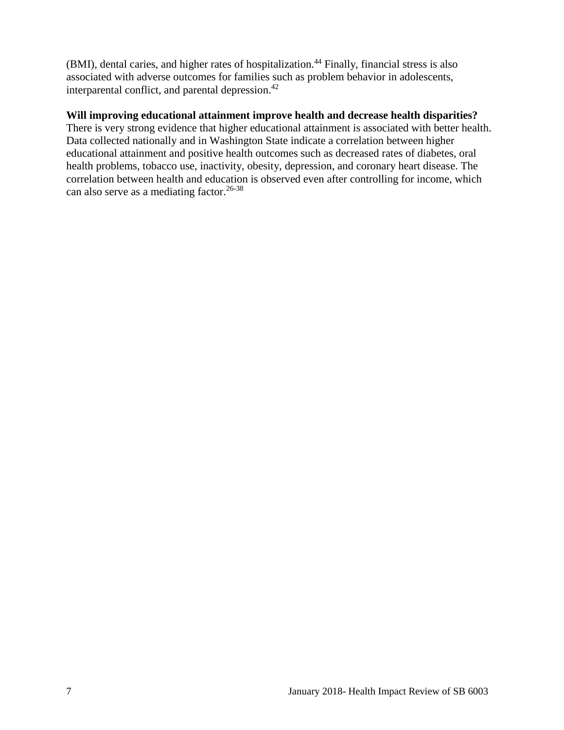(BMI), dental caries, and higher rates of hospitalization.[44] Finally, financial stress is also associated with adverse outcomes for families such as problem behavior in adolescents, interparental conflict, and parental depression.[42]

**Will improving educational attainment improve health and decrease health disparities?**

There is very strong evidence that higher educational attainment is associated with better health. Data collected nationally and in Washington State indicate a correlation between higher educational attainment and positive health outcomes such as decreased rates of diabetes, oral health problems, tobacco use, inactivity, obesity, depression, and coronary heart disease. The correlation between health and education is observed even after controlling for income, which can also serve as a mediating factor.[26-38]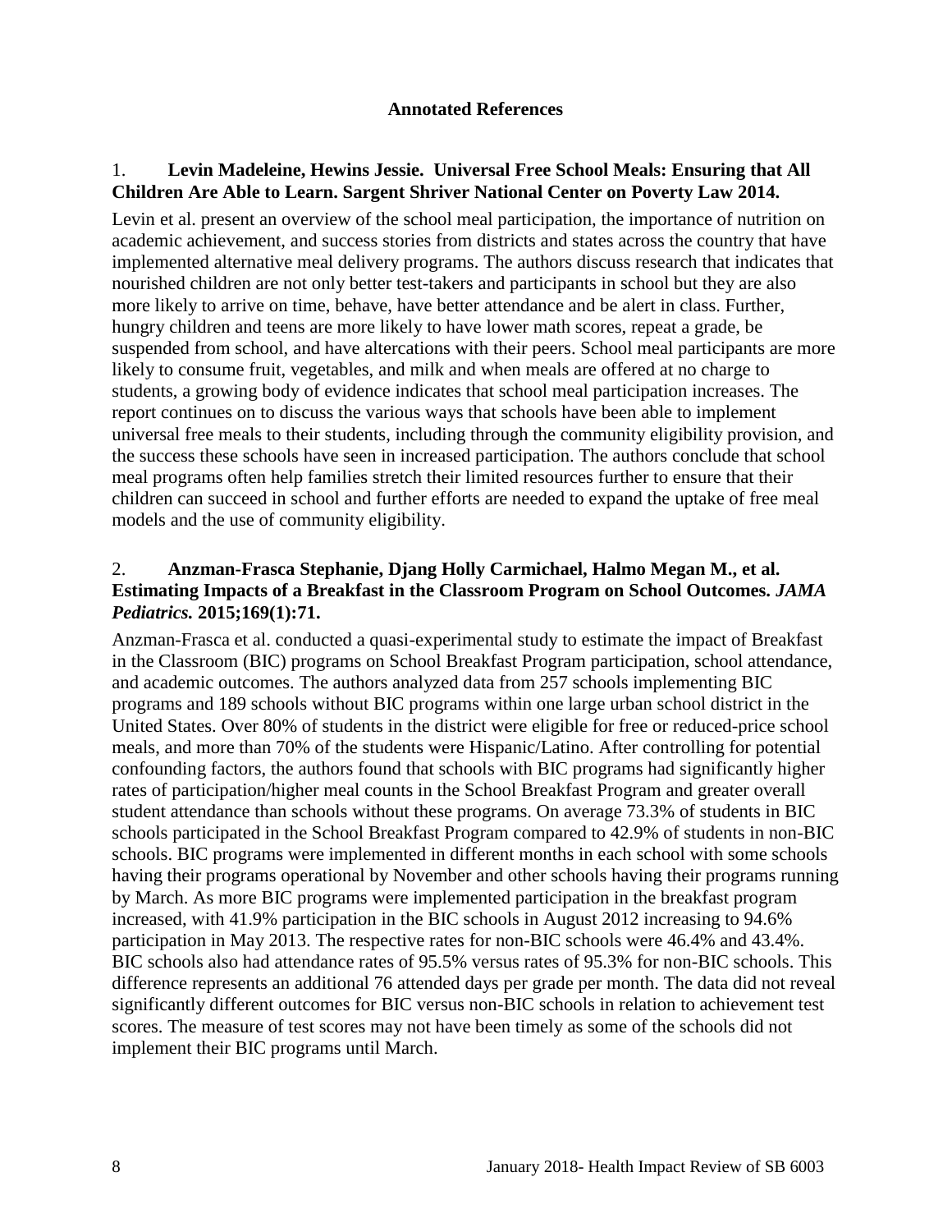**Annotated References**

1. **Levin Madeleine, Hewins Jessie. Universal Free School Meals: Ensuring that All Children Are Able to Learn. Sargent Shriver National Center on Poverty Law 2014.**

Levin et al. present an overview of the school meal participation, the importance of nutrition on academic achievement, and success stories from districts and states across the country that have implemented alternative meal delivery programs. The authors discuss research that indicates that nourished children are not only better test-takers and participants in school but they are also more likely to arrive on time, behave, have better attendance and be alert in class. Further, hungry children and teens are more likely to have lower math scores, repeat a grade, be suspended from school, and have altercations with their peers. School meal participants are more likely to consume fruit, vegetables, and milk and when meals are offered at no charge to students, a growing body of evidence indicates that school meal participation increases. The report continues on to discuss the various ways that schools have been able to implement universal free meals to their students, including through the community eligibility provision, and the success these schools have seen in increased participation. The authors conclude that school meal programs often help families stretch their limited resources further to ensure that their children can succeed in school and further efforts are needed to expand the uptake of free meal models and the use of community eligibility.

2. **Anzman-Frasca Stephanie, Djang Holly Carmichael, Halmo Megan M., et al. Estimating Impacts of a Breakfast in the Classroom Program on School Outcomes. *JAMA Pediatrics.* 2015;169(1):71.**

Anzman-Frasca et al. conducted a quasi-experimental study to estimate the impact of Breakfast in the Classroom (BIC) programs on School Breakfast Program participation, school attendance, and academic outcomes. The authors analyzed data from 257 schools implementing BIC programs and 189 schools without BIC programs within one large urban school district in the United States. Over 80% of students in the district were eligible for free or reduced-price school meals, and more than 70% of the students were Hispanic/Latino. After controlling for potential confounding factors, the authors found that schools with BIC programs had significantly higher rates of participation/higher meal counts in the School Breakfast Program and greater overall student attendance than schools without these programs. On average 73.3% of students in BIC schools participated in the School Breakfast Program compared to 42.9% of students in non-BIC schools. BIC programs were implemented in different months in each school with some schools having their programs operational by November and other schools having their programs running by March. As more BIC programs were implemented participation in the breakfast program increased, with 41.9% participation in the BIC schools in August 2012 increasing to 94.6% participation in May 2013. The respective rates for non-BIC schools were 46.4% and 43.4%. BIC schools also had attendance rates of 95.5% versus rates of 95.3% for non-BIC schools. This difference represents an additional 76 attended days per grade per month. The data did not reveal significantly different outcomes for BIC versus non-BIC schools in relation to achievement test scores. The measure of test scores may not have been timely as some of the schools did not implement their BIC programs until March.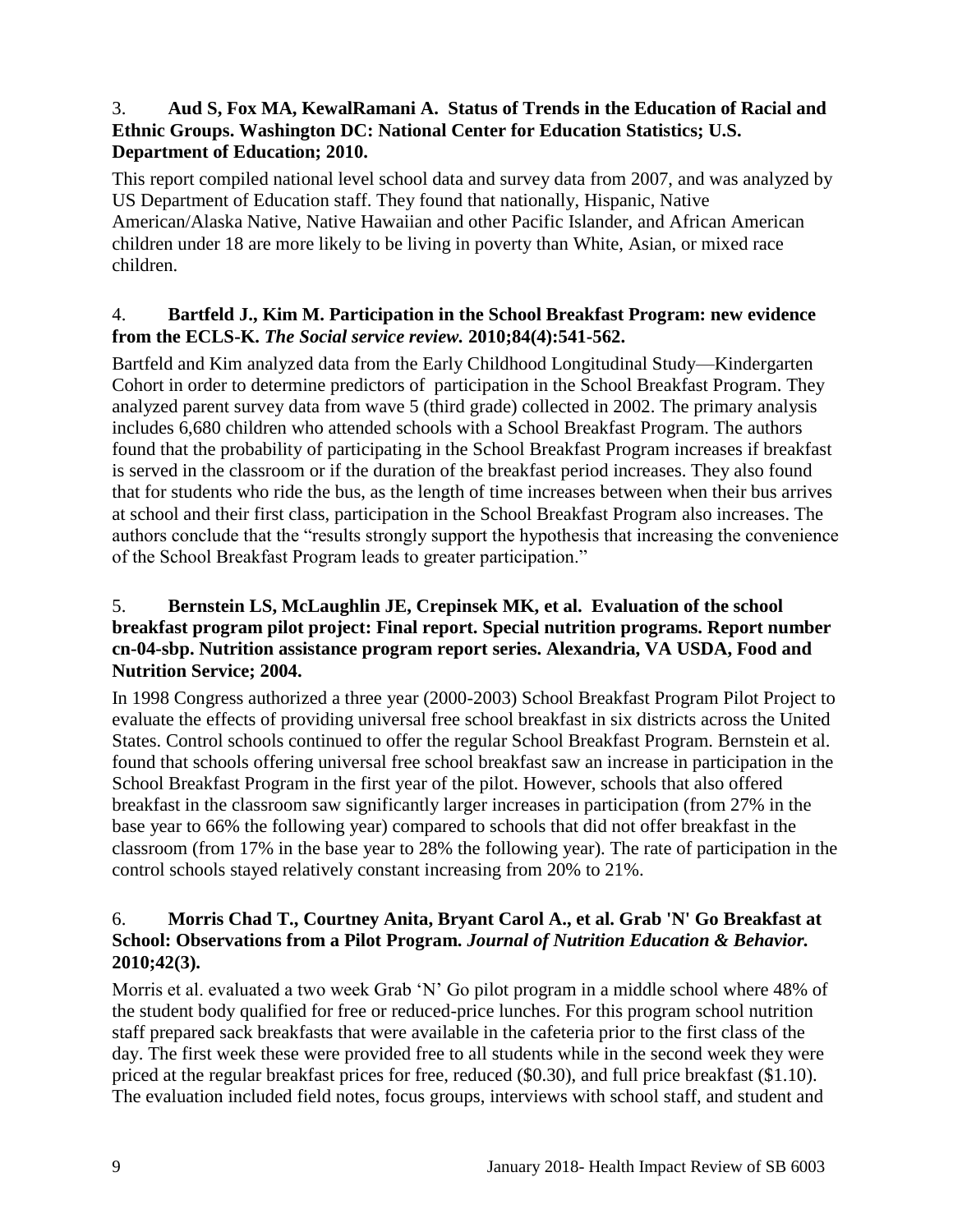3. **Aud S, Fox MA, KewalRamani A. Status of Trends in the Education of Racial and Ethnic Groups. Washington DC: National Center for Education Statistics; U.S. Department of Education; 2010.**

This report compiled national level school data and survey data from 2007, and was analyzed by US Department of Education staff. They found that nationally, Hispanic, Native American/Alaska Native, Native Hawaiian and other Pacific Islander, and African American children under 18 are more likely to be living in poverty than White, Asian, or mixed race children.

4. **Bartfeld J., Kim M. Participation in the School Breakfast Program: new evidence from the ECLS-K. *The Social service review.* 2010;84(4):541-562.**

Bartfeld and Kim analyzed data from the Early Childhood Longitudinal Study—Kindergarten Cohort in order to determine predictors of participation in the School Breakfast Program. They analyzed parent survey data from wave 5 (third grade) collected in 2002. The primary analysis includes 6,680 children who attended schools with a School Breakfast Program. The authors found that the probability of participating in the School Breakfast Program increases if breakfast is served in the classroom or if the duration of the breakfast period increases. They also found that for students who ride the bus, as the length of time increases between when their bus arrives at school and their first class, participation in the School Breakfast Program also increases. The authors conclude that the "results strongly support the hypothesis that increasing the convenience of the School Breakfast Program leads to greater participation."

5. **Bernstein LS, McLaughlin JE, Crepinsek MK, et al. Evaluation of the school breakfast program pilot project: Final report. Special nutrition programs. Report number cn-04-sbp. Nutrition assistance program report series. Alexandria, VA USDA, Food and Nutrition Service; 2004.**

In 1998 Congress authorized a three year (2000-2003) School Breakfast Program Pilot Project to evaluate the effects of providing universal free school breakfast in six districts across the United States. Control schools continued to offer the regular School Breakfast Program. Bernstein et al. found that schools offering universal free school breakfast saw an increase in participation in the School Breakfast Program in the first year of the pilot. However, schools that also offered breakfast in the classroom saw significantly larger increases in participation (from 27% in the base year to 66% the following year) compared to schools that did not offer breakfast in the classroom (from 17% in the base year to 28% the following year). The rate of participation in the control schools stayed relatively constant increasing from 20% to 21%.

6. **Morris Chad T., Courtney Anita, Bryant Carol A., et al. Grab 'N' Go Breakfast at School: Observations from a Pilot Program. *Journal of Nutrition Education & Behavior.* 2010;42(3).**

Morris et al. evaluated a two week Grab 'N' Go pilot program in a middle school where 48% of the student body qualified for free or reduced-price lunches. For this program school nutrition staff prepared sack breakfasts that were available in the cafeteria prior to the first class of the day. The first week these were provided free to all students while in the second week they were priced at the regular breakfast prices for free, reduced ($0.30), and full price breakfast ($1.10). The evaluation included field notes, focus groups, interviews with school staff, and student and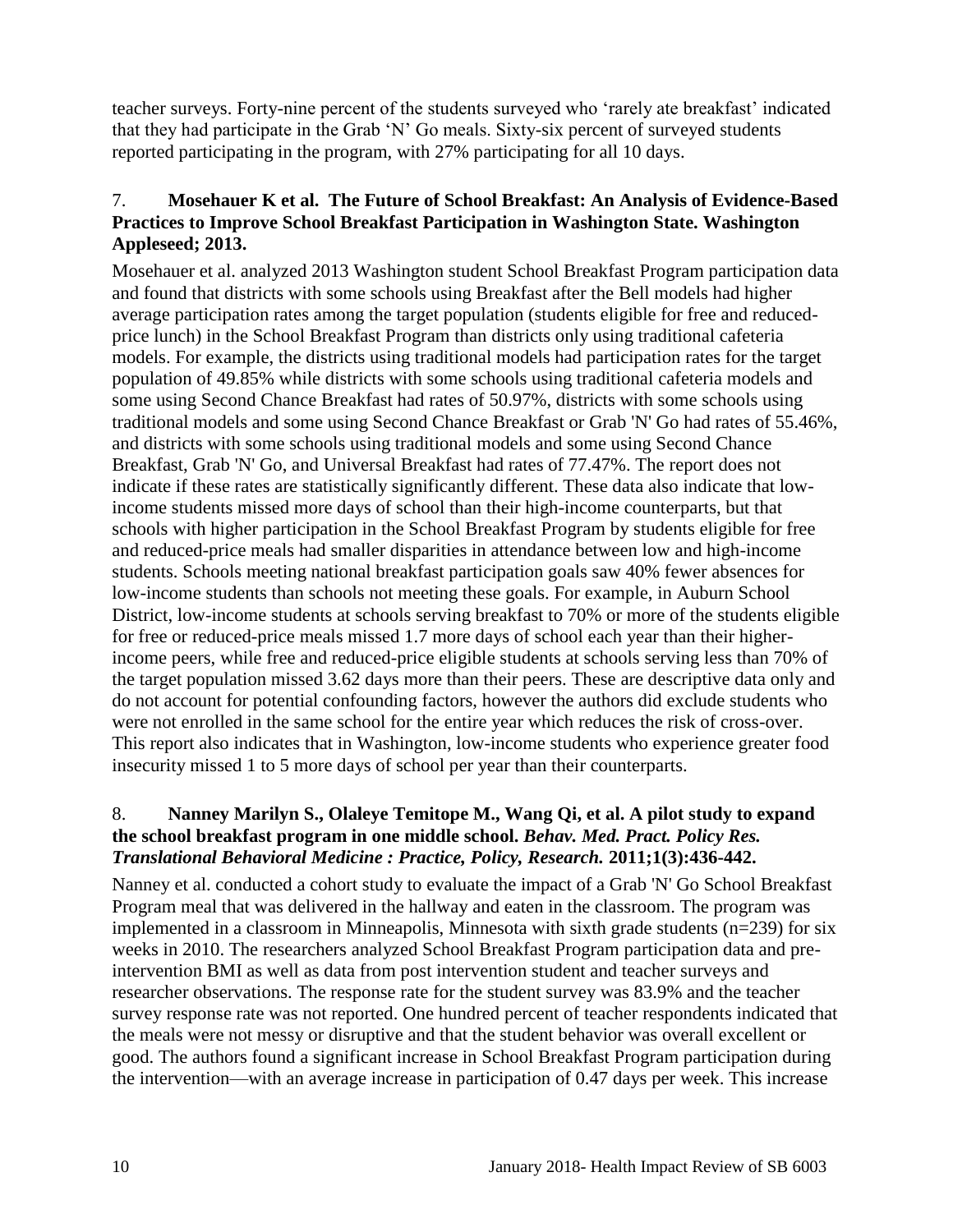teacher surveys. Forty-nine percent of the students surveyed who 'rarely ate breakfast' indicated that they had participate in the Grab 'N' Go meals. Sixty-six percent of surveyed students reported participating in the program, with 27% participating for all 10 days.

7. **Mosehauer K et al. The Future of School Breakfast: An Analysis of Evidence-Based Practices to Improve School Breakfast Participation in Washington State. Washington Appleseed; 2013.**

Mosehauer et al. analyzed 2013 Washington student School Breakfast Program participation data and found that districts with some schools using Breakfast after the Bell models had higher average participation rates among the target population (students eligible for free and reduced-price lunch) in the School Breakfast Program than districts only using traditional cafeteria models. For example, the districts using traditional models had participation rates for the target population of 49.85% while districts with some schools using traditional cafeteria models and some using Second Chance Breakfast had rates of 50.97%, districts with some schools using traditional models and some using Second Chance Breakfast or Grab 'N' Go had rates of 55.46%, and districts with some schools using traditional models and some using Second Chance Breakfast, Grab 'N' Go, and Universal Breakfast had rates of 77.47%. The report does not indicate if these rates are statistically significantly different. These data also indicate that low-income students missed more days of school than their high-income counterparts, but that schools with higher participation in the School Breakfast Program by students eligible for free and reduced-price meals had smaller disparities in attendance between low and high-income students. Schools meeting national breakfast participation goals saw 40% fewer absences for low-income students than schools not meeting these goals. For example, in Auburn School District, low-income students at schools serving breakfast to 70% or more of the students eligible for free or reduced-price meals missed 1.7 more days of school each year than their higher-income peers, while free and reduced-price eligible students at schools serving less than 70% of the target population missed 3.62 days more than their peers. These are descriptive data only and do not account for potential confounding factors, however the authors did exclude students who were not enrolled in the same school for the entire year which reduces the risk of cross-over. This report also indicates that in Washington, low-income students who experience greater food insecurity missed 1 to 5 more days of school per year than their counterparts.

8. **Nanney Marilyn S., Olaleye Temitope M., Wang Qi, et al. A pilot study to expand the school breakfast program in one middle school. *Behav. Med. Pract. Policy Res. Translational Behavioral Medicine : Practice, Policy, Research.* 2011;1(3):436-442.**

Nanney et al. conducted a cohort study to evaluate the impact of a Grab 'N' Go School Breakfast Program meal that was delivered in the hallway and eaten in the classroom. The program was implemented in a classroom in Minneapolis, Minnesota with sixth grade students (n=239) for six weeks in 2010. The researchers analyzed School Breakfast Program participation data and pre-intervention BMI as well as data from post intervention student and teacher surveys and researcher observations. The response rate for the student survey was 83.9% and the teacher survey response rate was not reported. One hundred percent of teacher respondents indicated that the meals were not messy or disruptive and that the student behavior was overall excellent or good. The authors found a significant increase in School Breakfast Program participation during the intervention—with an average increase in participation of 0.47 days per week. This increase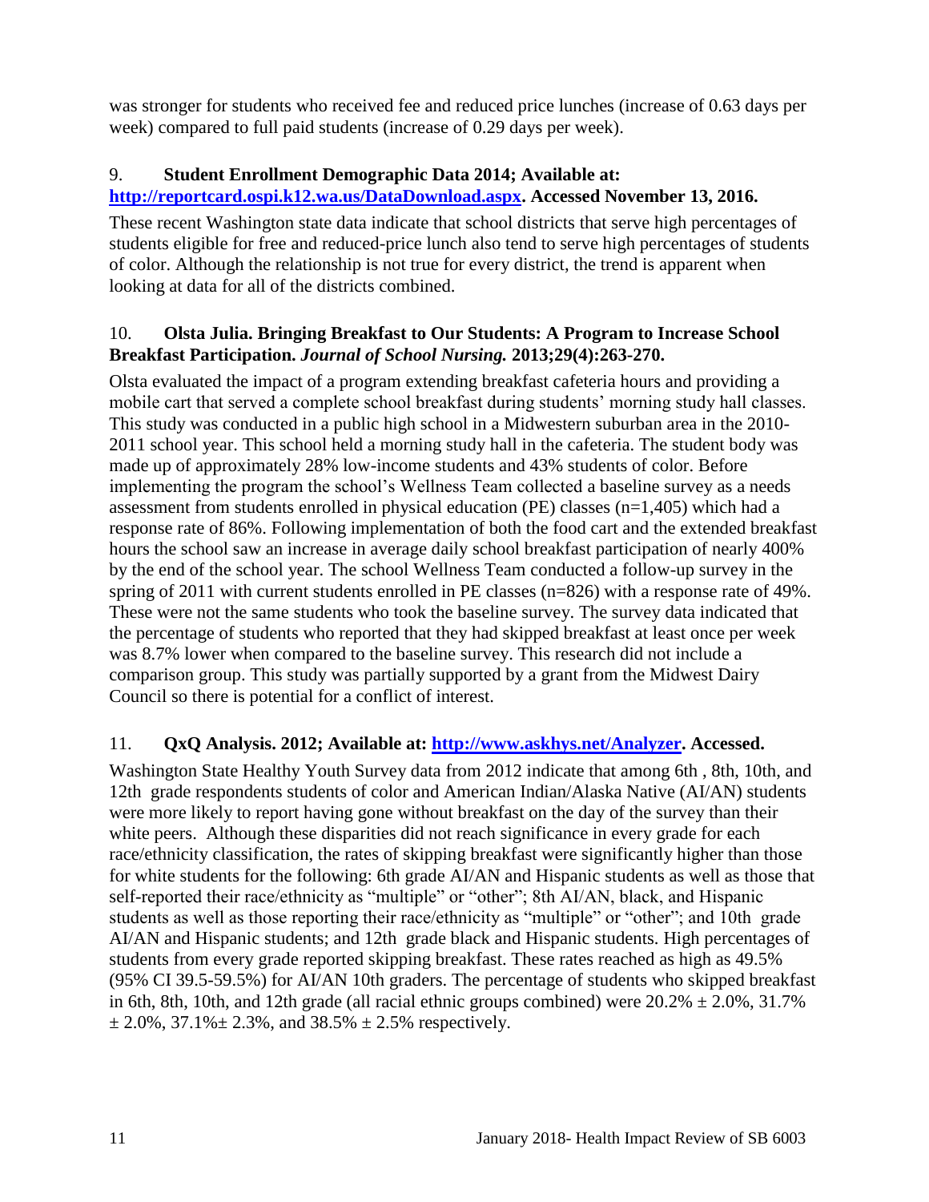was stronger for students who received fee and reduced price lunches (increase of 0.63 days per week) compared to full paid students (increase of 0.29 days per week).

9. **Student Enrollment Demographic Data 2014; Available at: http://reportcard.ospi.k12.wa.us/DataDownload.aspx. Accessed November 13, 2016.**

These recent Washington state data indicate that school districts that serve high percentages of students eligible for free and reduced-price lunch also tend to serve high percentages of students of color. Although the relationship is not true for every district, the trend is apparent when looking at data for all of the districts combined.

10. **Olsta Julia. Bringing Breakfast to Our Students: A Program to Increase School Breakfast Participation. *Journal of School Nursing.* 2013;29(4):263-270.**

Olsta evaluated the impact of a program extending breakfast cafeteria hours and providing a mobile cart that served a complete school breakfast during students' morning study hall classes. This study was conducted in a public high school in a Midwestern suburban area in the 2010-2011 school year. This school held a morning study hall in the cafeteria. The student body was made up of approximately 28% low-income students and 43% students of color. Before implementing the program the school's Wellness Team collected a baseline survey as a needs assessment from students enrolled in physical education (PE) classes (n=1,405) which had a response rate of 86%. Following implementation of both the food cart and the extended breakfast hours the school saw an increase in average daily school breakfast participation of nearly 400% by the end of the school year. The school Wellness Team conducted a follow-up survey in the spring of 2011 with current students enrolled in PE classes (n=826) with a response rate of 49%. These were not the same students who took the baseline survey. The survey data indicated that the percentage of students who reported that they had skipped breakfast at least once per week was 8.7% lower when compared to the baseline survey. This research did not include a comparison group. This study was partially supported by a grant from the Midwest Dairy Council so there is potential for a conflict of interest.

11. **QxQ Analysis. 2012; Available at: http://www.askhys.net/Analyzer. Accessed.**

Washington State Healthy Youth Survey data from 2012 indicate that among 6th , 8th, 10th, and 12th grade respondents students of color and American Indian/Alaska Native (AI/AN) students were more likely to report having gone without breakfast on the day of the survey than their white peers. Although these disparities did not reach significance in every grade for each race/ethnicity classification, the rates of skipping breakfast were significantly higher than those for white students for the following: 6th grade AI/AN and Hispanic students as well as those that self-reported their race/ethnicity as "multiple" or "other"; 8th AI/AN, black, and Hispanic students as well as those reporting their race/ethnicity as "multiple" or "other"; and 10th grade AI/AN and Hispanic students; and 12th grade black and Hispanic students. High percentages of students from every grade reported skipping breakfast. These rates reached as high as 49.5% (95% CI 39.5-59.5%) for AI/AN 10th graders. The percentage of students who skipped breakfast in 6th, 8th, 10th, and 12th grade (all racial ethnic groups combined) were 20.2% ± 2.0%, 31.7% ± 2.0%, 37.1%± 2.3%, and 38.5% ± 2.5% respectively.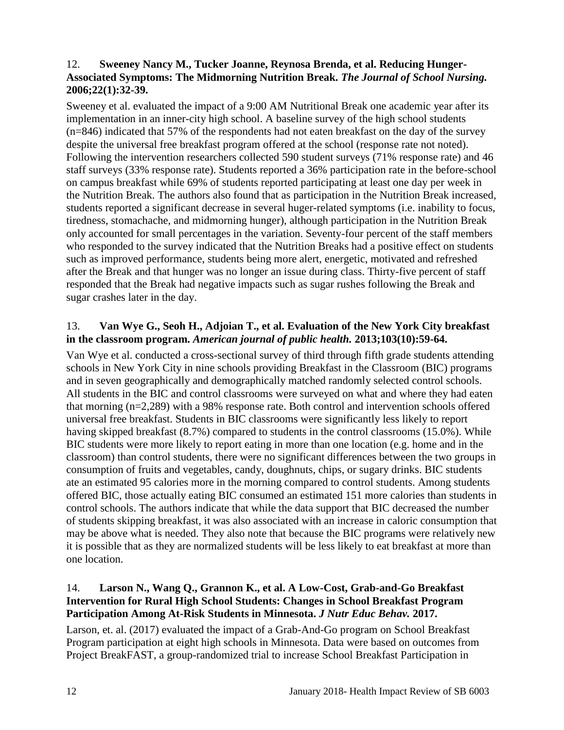12. **Sweeney Nancy M., Tucker Joanne, Reynosa Brenda, et al. Reducing Hunger-Associated Symptoms: The Midmorning Nutrition Break. *The Journal of School Nursing.* 2006;22(1):32-39.**

Sweeney et al. evaluated the impact of a 9:00 AM Nutritional Break one academic year after its implementation in an inner-city high school. A baseline survey of the high school students (n=846) indicated that 57% of the respondents had not eaten breakfast on the day of the survey despite the universal free breakfast program offered at the school (response rate not noted). Following the intervention researchers collected 590 student surveys (71% response rate) and 46 staff surveys (33% response rate). Students reported a 36% participation rate in the before-school on campus breakfast while 69% of students reported participating at least one day per week in the Nutrition Break. The authors also found that as participation in the Nutrition Break increased, students reported a significant decrease in several huger-related symptoms (i.e. inability to focus, tiredness, stomachache, and midmorning hunger), although participation in the Nutrition Break only accounted for small percentages in the variation. Seventy-four percent of the staff members who responded to the survey indicated that the Nutrition Breaks had a positive effect on students such as improved performance, students being more alert, energetic, motivated and refreshed after the Break and that hunger was no longer an issue during class. Thirty-five percent of staff responded that the Break had negative impacts such as sugar rushes following the Break and sugar crashes later in the day.

13. **Van Wye G., Seoh H., Adjoian T., et al. Evaluation of the New York City breakfast in the classroom program. *American journal of public health.* 2013;103(10):59-64.**

Van Wye et al. conducted a cross-sectional survey of third through fifth grade students attending schools in New York City in nine schools providing Breakfast in the Classroom (BIC) programs and in seven geographically and demographically matched randomly selected control schools. All students in the BIC and control classrooms were surveyed on what and where they had eaten that morning (n=2,289) with a 98% response rate. Both control and intervention schools offered universal free breakfast. Students in BIC classrooms were significantly less likely to report having skipped breakfast (8.7%) compared to students in the control classrooms (15.0%). While BIC students were more likely to report eating in more than one location (e.g. home and in the classroom) than control students, there were no significant differences between the two groups in consumption of fruits and vegetables, candy, doughnuts, chips, or sugary drinks. BIC students ate an estimated 95 calories more in the morning compared to control students. Among students offered BIC, those actually eating BIC consumed an estimated 151 more calories than students in control schools. The authors indicate that while the data support that BIC decreased the number of students skipping breakfast, it was also associated with an increase in caloric consumption that may be above what is needed. They also note that because the BIC programs were relatively new it is possible that as they are normalized students will be less likely to eat breakfast at more than one location.

14. **Larson N., Wang Q., Grannon K., et al. A Low-Cost, Grab-and-Go Breakfast Intervention for Rural High School Students: Changes in School Breakfast Program Participation Among At-Risk Students in Minnesota. *J Nutr Educ Behav.* 2017.**

Larson, et. al. (2017) evaluated the impact of a Grab-And-Go program on School Breakfast Program participation at eight high schools in Minnesota. Data were based on outcomes from Project BreakFAST, a group-randomized trial to increase School Breakfast Participation in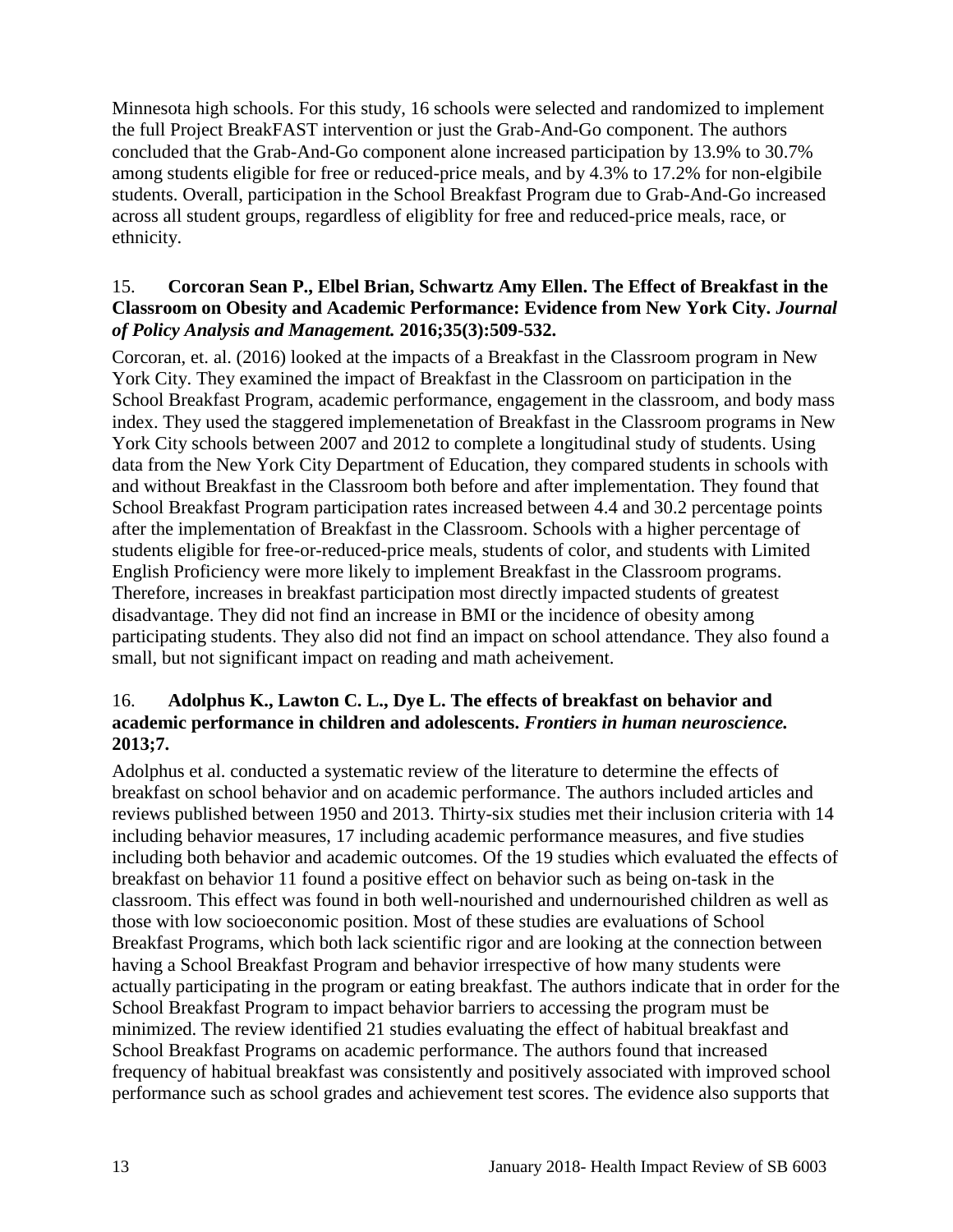Minnesota high schools. For this study, 16 schools were selected and randomized to implement the full Project BreakFAST intervention or just the Grab-And-Go component. The authors concluded that the Grab-And-Go component alone increased participation by 13.9% to 30.7% among students eligible for free or reduced-price meals, and by 4.3% to 17.2% for non-elgibile students. Overall, participation in the School Breakfast Program due to Grab-And-Go increased across all student groups, regardless of eligiblity for free and reduced-price meals, race, or ethnicity.

15. **Corcoran Sean P., Elbel Brian, Schwartz Amy Ellen. The Effect of Breakfast in the Classroom on Obesity and Academic Performance: Evidence from New York City.** ***Journal of Policy Analysis and Management.*** **2016;35(3):509-532.**

Corcoran, et. al. (2016) looked at the impacts of a Breakfast in the Classroom program in New York City. They examined the impact of Breakfast in the Classroom on participation in the School Breakfast Program, academic performance, engagement in the classroom, and body mass index. They used the staggered implemenetation of Breakfast in the Classroom programs in New York City schools between 2007 and 2012 to complete a longitudinal study of students. Using data from the New York City Department of Education, they compared students in schools with and without Breakfast in the Classroom both before and after implementation. They found that School Breakfast Program participation rates increased between 4.4 and 30.2 percentage points after the implementation of Breakfast in the Classroom. Schools with a higher percentage of students eligible for free-or-reduced-price meals, students of color, and students with Limited English Proficiency were more likely to implement Breakfast in the Classroom programs. Therefore, increases in breakfast participation most directly impacted students of greatest disadvantage. They did not find an increase in BMI or the incidence of obesity among participating students. They also did not find an impact on school attendance. They also found a small, but not significant impact on reading and math acheivement.

16. **Adolphus K., Lawton C. L., Dye L. The effects of breakfast on behavior and academic performance in children and adolescents.** ***Frontiers in human neuroscience.*** **2013;7.**

Adolphus et al. conducted a systematic review of the literature to determine the effects of breakfast on school behavior and on academic performance. The authors included articles and reviews published between 1950 and 2013. Thirty-six studies met their inclusion criteria with 14 including behavior measures, 17 including academic performance measures, and five studies including both behavior and academic outcomes. Of the 19 studies which evaluated the effects of breakfast on behavior 11 found a positive effect on behavior such as being on-task in the classroom. This effect was found in both well-nourished and undernourished children as well as those with low socioeconomic position. Most of these studies are evaluations of School Breakfast Programs, which both lack scientific rigor and are looking at the connection between having a School Breakfast Program and behavior irrespective of how many students were actually participating in the program or eating breakfast. The authors indicate that in order for the School Breakfast Program to impact behavior barriers to accessing the program must be minimized. The review identified 21 studies evaluating the effect of habitual breakfast and School Breakfast Programs on academic performance. The authors found that increased frequency of habitual breakfast was consistently and positively associated with improved school performance such as school grades and achievement test scores. The evidence also supports that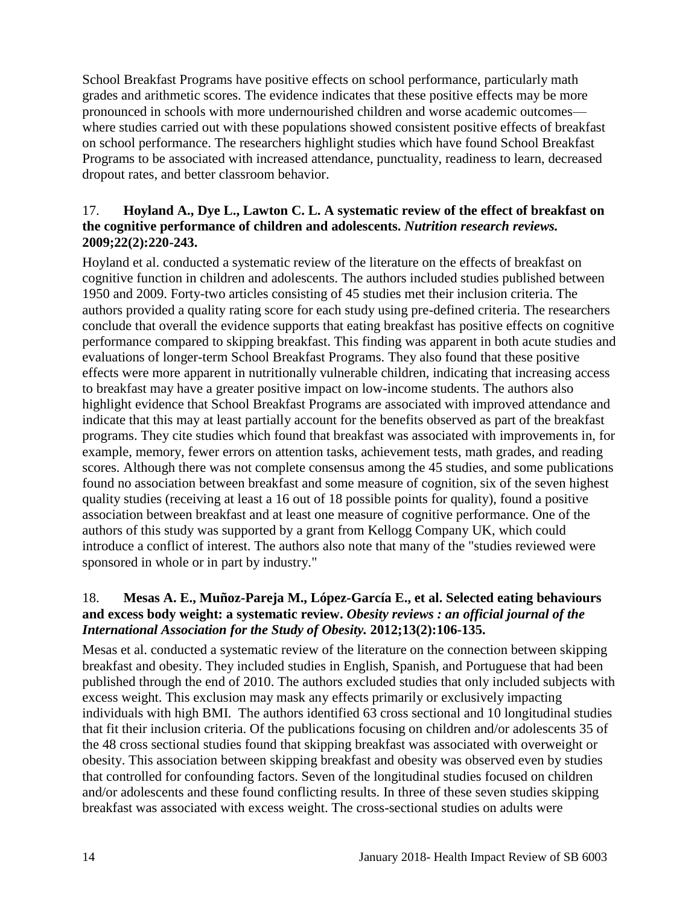School Breakfast Programs have positive effects on school performance, particularly math grades and arithmetic scores. The evidence indicates that these positive effects may be more pronounced in schools with more undernourished children and worse academic outcomes—where studies carried out with these populations showed consistent positive effects of breakfast on school performance. The researchers highlight studies which have found School Breakfast Programs to be associated with increased attendance, punctuality, readiness to learn, decreased dropout rates, and better classroom behavior.

17. **Hoyland A., Dye L., Lawton C. L. A systematic review of the effect of breakfast on the cognitive performance of children and adolescents.** ***Nutrition research reviews.*** **2009;22(2):220-243.**

Hoyland et al. conducted a systematic review of the literature on the effects of breakfast on cognitive function in children and adolescents. The authors included studies published between 1950 and 2009. Forty-two articles consisting of 45 studies met their inclusion criteria. The authors provided a quality rating score for each study using pre-defined criteria. The researchers conclude that overall the evidence supports that eating breakfast has positive effects on cognitive performance compared to skipping breakfast. This finding was apparent in both acute studies and evaluations of longer-term School Breakfast Programs. They also found that these positive effects were more apparent in nutritionally vulnerable children, indicating that increasing access to breakfast may have a greater positive impact on low-income students. The authors also highlight evidence that School Breakfast Programs are associated with improved attendance and indicate that this may at least partially account for the benefits observed as part of the breakfast programs. They cite studies which found that breakfast was associated with improvements in, for example, memory, fewer errors on attention tasks, achievement tests, math grades, and reading scores. Although there was not complete consensus among the 45 studies, and some publications found no association between breakfast and some measure of cognition, six of the seven highest quality studies (receiving at least a 16 out of 18 possible points for quality), found a positive association between breakfast and at least one measure of cognitive performance. One of the authors of this study was supported by a grant from Kellogg Company UK, which could introduce a conflict of interest. The authors also note that many of the "studies reviewed were sponsored in whole or in part by industry."

18. **Mesas A. E., Muñoz-Pareja M., López-García E., et al. Selected eating behaviours and excess body weight: a systematic review.** ***Obesity reviews : an official journal of the International Association for the Study of Obesity.*** **2012;13(2):106-135.**

Mesas et al. conducted a systematic review of the literature on the connection between skipping breakfast and obesity. They included studies in English, Spanish, and Portuguese that had been published through the end of 2010. The authors excluded studies that only included subjects with excess weight. This exclusion may mask any effects primarily or exclusively impacting individuals with high BMI. The authors identified 63 cross sectional and 10 longitudinal studies that fit their inclusion criteria. Of the publications focusing on children and/or adolescents 35 of the 48 cross sectional studies found that skipping breakfast was associated with overweight or obesity. This association between skipping breakfast and obesity was observed even by studies that controlled for confounding factors. Seven of the longitudinal studies focused on children and/or adolescents and these found conflicting results. In three of these seven studies skipping breakfast was associated with excess weight. The cross-sectional studies on adults were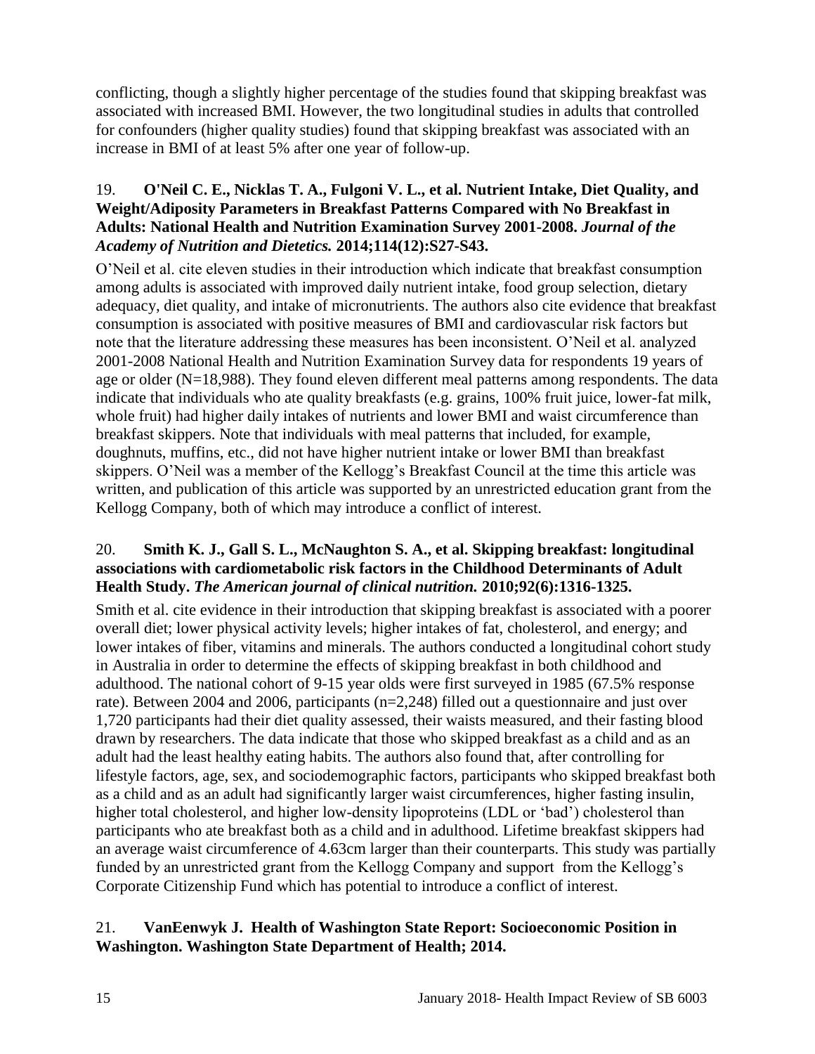conflicting, though a slightly higher percentage of the studies found that skipping breakfast was associated with increased BMI. However, the two longitudinal studies in adults that controlled for confounders (higher quality studies) found that skipping breakfast was associated with an increase in BMI of at least 5% after one year of follow-up.

19. **O'Neil C. E., Nicklas T. A., Fulgoni V. L., et al. Nutrient Intake, Diet Quality, and Weight/Adiposity Parameters in Breakfast Patterns Compared with No Breakfast in Adults: National Health and Nutrition Examination Survey 2001-2008.** ***Journal of the Academy of Nutrition and Dietetics.*** **2014;114(12):S27-S43.**

O'Neil et al. cite eleven studies in their introduction which indicate that breakfast consumption among adults is associated with improved daily nutrient intake, food group selection, dietary adequacy, diet quality, and intake of micronutrients. The authors also cite evidence that breakfast consumption is associated with positive measures of BMI and cardiovascular risk factors but note that the literature addressing these measures has been inconsistent. O'Neil et al. analyzed 2001-2008 National Health and Nutrition Examination Survey data for respondents 19 years of age or older (N=18,988). They found eleven different meal patterns among respondents. The data indicate that individuals who ate quality breakfasts (e.g. grains, 100% fruit juice, lower-fat milk, whole fruit) had higher daily intakes of nutrients and lower BMI and waist circumference than breakfast skippers. Note that individuals with meal patterns that included, for example, doughnuts, muffins, etc., did not have higher nutrient intake or lower BMI than breakfast skippers. O'Neil was a member of the Kellogg's Breakfast Council at the time this article was written, and publication of this article was supported by an unrestricted education grant from the Kellogg Company, both of which may introduce a conflict of interest.

20. **Smith K. J., Gall S. L., McNaughton S. A., et al. Skipping breakfast: longitudinal associations with cardiometabolic risk factors in the Childhood Determinants of Adult Health Study.** ***The American journal of clinical nutrition.*** **2010;92(6):1316-1325.**

Smith et al. cite evidence in their introduction that skipping breakfast is associated with a poorer overall diet; lower physical activity levels; higher intakes of fat, cholesterol, and energy; and lower intakes of fiber, vitamins and minerals. The authors conducted a longitudinal cohort study in Australia in order to determine the effects of skipping breakfast in both childhood and adulthood. The national cohort of 9-15 year olds were first surveyed in 1985 (67.5% response rate). Between 2004 and 2006, participants (n=2,248) filled out a questionnaire and just over 1,720 participants had their diet quality assessed, their waists measured, and their fasting blood drawn by researchers. The data indicate that those who skipped breakfast as a child and as an adult had the least healthy eating habits. The authors also found that, after controlling for lifestyle factors, age, sex, and sociodemographic factors, participants who skipped breakfast both as a child and as an adult had significantly larger waist circumferences, higher fasting insulin, higher total cholesterol, and higher low-density lipoproteins (LDL or 'bad') cholesterol than participants who ate breakfast both as a child and in adulthood. Lifetime breakfast skippers had an average waist circumference of 4.63cm larger than their counterparts. This study was partially funded by an unrestricted grant from the Kellogg Company and support from the Kellogg's Corporate Citizenship Fund which has potential to introduce a conflict of interest.

21. **VanEenwyk J. Health of Washington State Report: Socioeconomic Position in Washington. Washington State Department of Health; 2014.**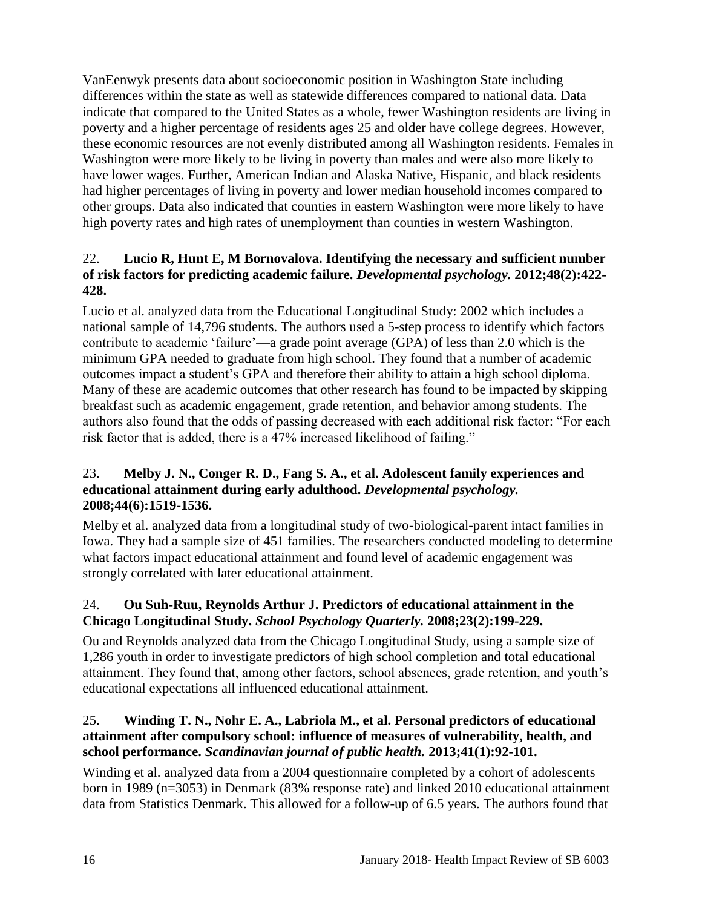VanEenwyk presents data about socioeconomic position in Washington State including differences within the state as well as statewide differences compared to national data. Data indicate that compared to the United States as a whole, fewer Washington residents are living in poverty and a higher percentage of residents ages 25 and older have college degrees. However, these economic resources are not evenly distributed among all Washington residents. Females in Washington were more likely to be living in poverty than males and were also more likely to have lower wages. Further, American Indian and Alaska Native, Hispanic, and black residents had higher percentages of living in poverty and lower median household incomes compared to other groups. Data also indicated that counties in eastern Washington were more likely to have high poverty rates and high rates of unemployment than counties in western Washington.

22. **Lucio R, Hunt E, M Bornovalova. Identifying the necessary and sufficient number of risk factors for predicting academic failure.** ***Developmental psychology.*** **2012;48(2):422-428.**

Lucio et al. analyzed data from the Educational Longitudinal Study: 2002 which includes a national sample of 14,796 students. The authors used a 5-step process to identify which factors contribute to academic 'failure'—a grade point average (GPA) of less than 2.0 which is the minimum GPA needed to graduate from high school. They found that a number of academic outcomes impact a student's GPA and therefore their ability to attain a high school diploma. Many of these are academic outcomes that other research has found to be impacted by skipping breakfast such as academic engagement, grade retention, and behavior among students. The authors also found that the odds of passing decreased with each additional risk factor: "For each risk factor that is added, there is a 47% increased likelihood of failing."

23. **Melby J. N., Conger R. D., Fang S. A., et al. Adolescent family experiences and educational attainment during early adulthood.** ***Developmental psychology.*** **2008;44(6):1519-1536.**

Melby et al. analyzed data from a longitudinal study of two-biological-parent intact families in Iowa. They had a sample size of 451 families. The researchers conducted modeling to determine what factors impact educational attainment and found level of academic engagement was strongly correlated with later educational attainment.

24. **Ou Suh-Ruu, Reynolds Arthur J. Predictors of educational attainment in the Chicago Longitudinal Study.** ***School Psychology Quarterly.*** **2008;23(2):199-229.**

Ou and Reynolds analyzed data from the Chicago Longitudinal Study, using a sample size of 1,286 youth in order to investigate predictors of high school completion and total educational attainment. They found that, among other factors, school absences, grade retention, and youth's educational expectations all influenced educational attainment.

25. **Winding T. N., Nohr E. A., Labriola M., et al. Personal predictors of educational attainment after compulsory school: influence of measures of vulnerability, health, and school performance.** ***Scandinavian journal of public health.*** **2013;41(1):92-101.**

Winding et al. analyzed data from a 2004 questionnaire completed by a cohort of adolescents born in 1989 (n=3053) in Denmark (83% response rate) and linked 2010 educational attainment data from Statistics Denmark. This allowed for a follow-up of 6.5 years. The authors found that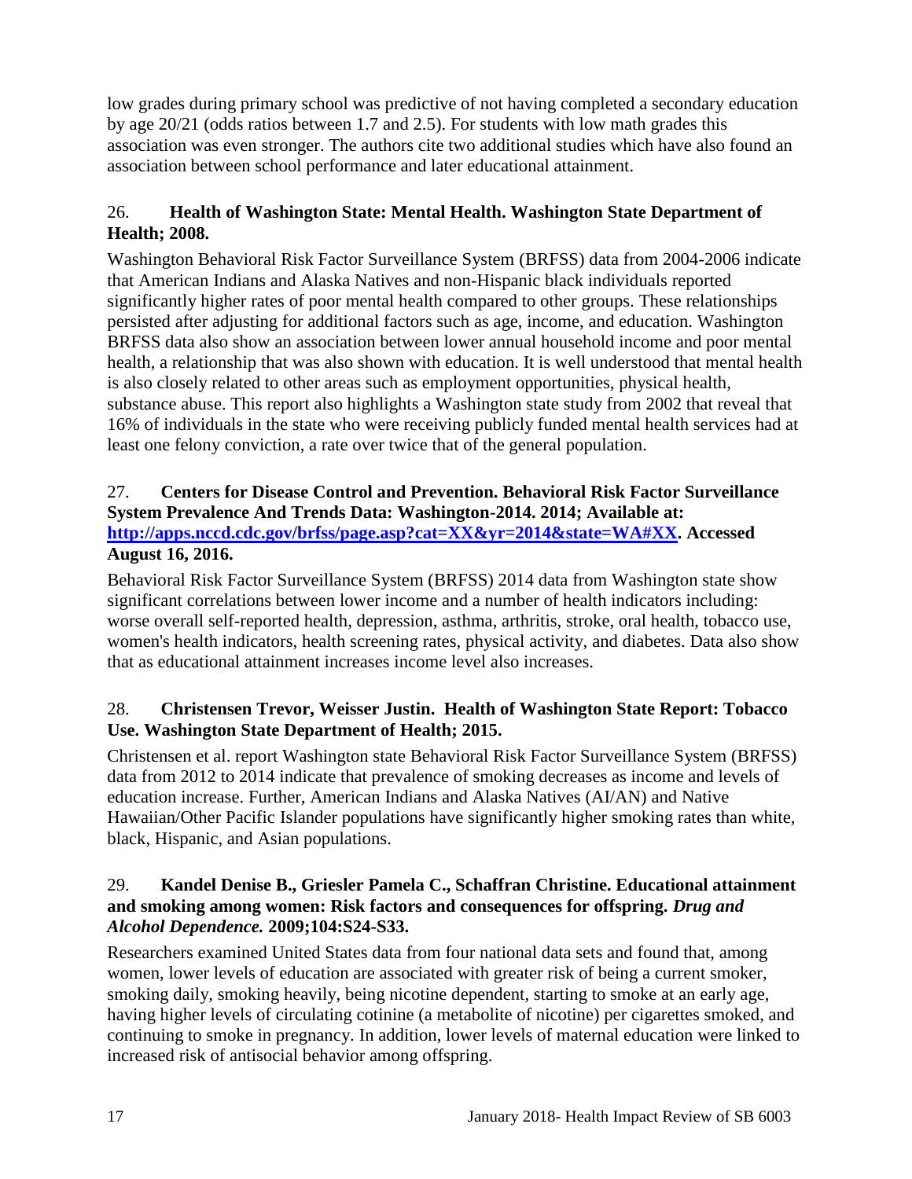low grades during primary school was predictive of not having completed a secondary education by age 20/21 (odds ratios between 1.7 and 2.5). For students with low math grades this association was even stronger. The authors cite two additional studies which have also found an association between school performance and later educational attainment.

26. **Health of Washington State: Mental Health. Washington State Department of Health; 2008.**

Washington Behavioral Risk Factor Surveillance System (BRFSS) data from 2004-2006 indicate that American Indians and Alaska Natives and non-Hispanic black individuals reported significantly higher rates of poor mental health compared to other groups. These relationships persisted after adjusting for additional factors such as age, income, and education. Washington BRFSS data also show an association between lower annual household income and poor mental health, a relationship that was also shown with education. It is well understood that mental health is also closely related to other areas such as employment opportunities, physical health, substance abuse. This report also highlights a Washington state study from 2002 that reveal that 16% of individuals in the state who were receiving publicly funded mental health services had at least one felony conviction, a rate over twice that of the general population.

27. **Centers for Disease Control and Prevention. Behavioral Risk Factor Surveillance System Prevalence And Trends Data: Washington-2014. 2014; Available at: [http://apps.nccd.cdc.gov/brfss/page.asp?cat=XX&yr=2014&state=WA#XX](http://apps.nccd.cdc.gov/brfss/page.asp?cat=XX&yr=2014&state=WA#XX). Accessed August 16, 2016.**

Behavioral Risk Factor Surveillance System (BRFSS) 2014 data from Washington state show significant correlations between lower income and a number of health indicators including: worse overall self-reported health, depression, asthma, arthritis, stroke, oral health, tobacco use, women's health indicators, health screening rates, physical activity, and diabetes. Data also show that as educational attainment increases income level also increases.

28. **Christensen Trevor, Weisser Justin. Health of Washington State Report: Tobacco Use. Washington State Department of Health; 2015.**

Christensen et al. report Washington state Behavioral Risk Factor Surveillance System (BRFSS) data from 2012 to 2014 indicate that prevalence of smoking decreases as income and levels of education increase. Further, American Indians and Alaska Natives (AI/AN) and Native Hawaiian/Other Pacific Islander populations have significantly higher smoking rates than white, black, Hispanic, and Asian populations.

29. **Kandel Denise B., Griesler Pamela C., Schaffran Christine. Educational attainment and smoking among women: Risk factors and consequences for offspring. *Drug and Alcohol Dependence.* 2009;104:S24-S33.**

Researchers examined United States data from four national data sets and found that, among women, lower levels of education are associated with greater risk of being a current smoker, smoking daily, smoking heavily, being nicotine dependent, starting to smoke at an early age, having higher levels of circulating cotinine (a metabolite of nicotine) per cigarettes smoked, and continuing to smoke in pregnancy. In addition, lower levels of maternal education were linked to increased risk of antisocial behavior among offspring.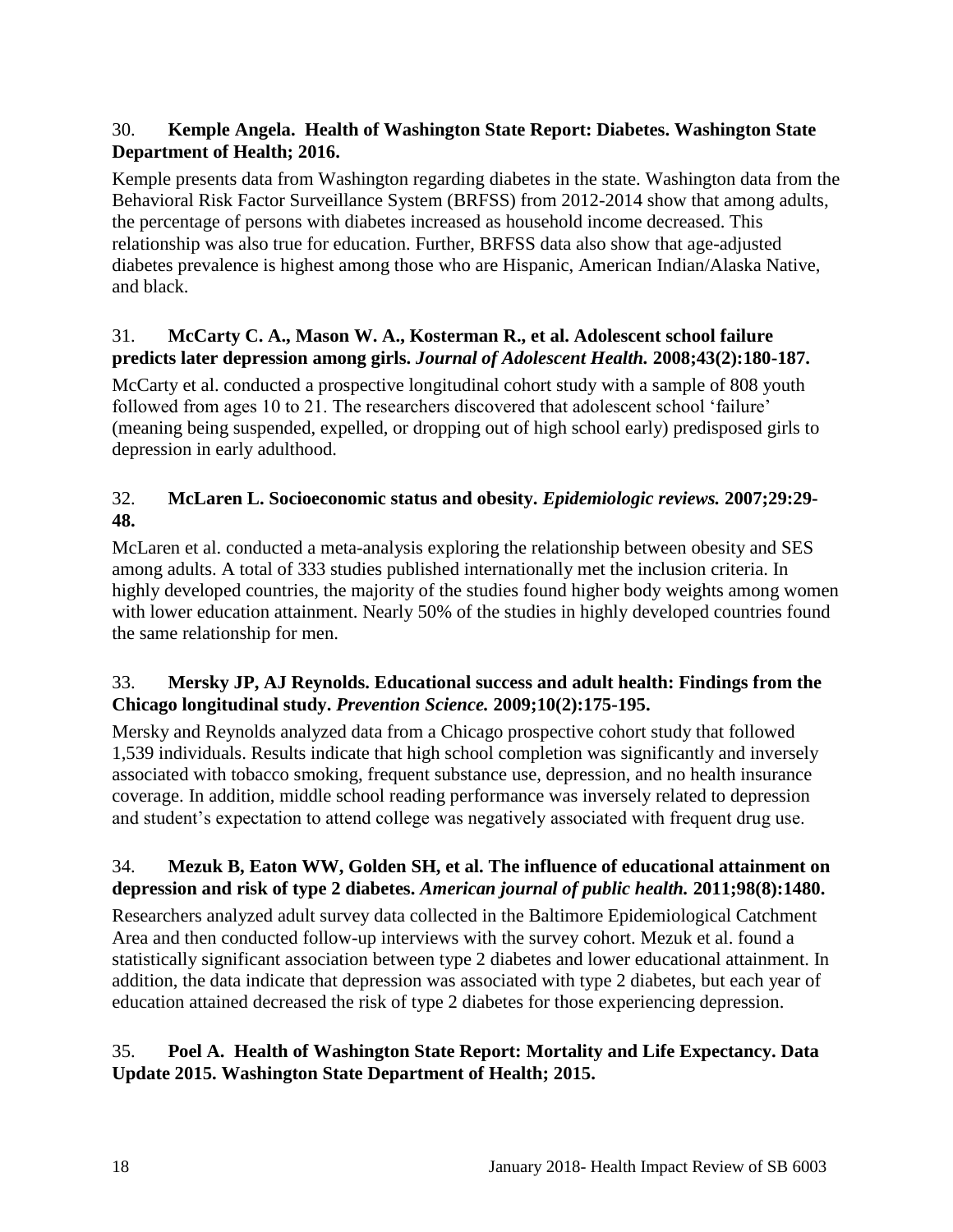30. **Kemple Angela. Health of Washington State Report: Diabetes. Washington State Department of Health; 2016.**

Kemple presents data from Washington regarding diabetes in the state. Washington data from the Behavioral Risk Factor Surveillance System (BRFSS) from 2012-2014 show that among adults, the percentage of persons with diabetes increased as household income decreased. This relationship was also true for education. Further, BRFSS data also show that age-adjusted diabetes prevalence is highest among those who are Hispanic, American Indian/Alaska Native, and black.

31. **McCarty C. A., Mason W. A., Kosterman R., et al. Adolescent school failure predicts later depression among girls. *Journal of Adolescent Health.* 2008;43(2):180-187.**

McCarty et al. conducted a prospective longitudinal cohort study with a sample of 808 youth followed from ages 10 to 21. The researchers discovered that adolescent school 'failure' (meaning being suspended, expelled, or dropping out of high school early) predisposed girls to depression in early adulthood.

32. **McLaren L. Socioeconomic status and obesity. *Epidemiologic reviews.* 2007;29:29-48.**

McLaren et al. conducted a meta-analysis exploring the relationship between obesity and SES among adults. A total of 333 studies published internationally met the inclusion criteria. In highly developed countries, the majority of the studies found higher body weights among women with lower education attainment. Nearly 50% of the studies in highly developed countries found the same relationship for men.

33. **Mersky JP, AJ Reynolds. Educational success and adult health: Findings from the Chicago longitudinal study. *Prevention Science.* 2009;10(2):175-195.**

Mersky and Reynolds analyzed data from a Chicago prospective cohort study that followed 1,539 individuals. Results indicate that high school completion was significantly and inversely associated with tobacco smoking, frequent substance use, depression, and no health insurance coverage. In addition, middle school reading performance was inversely related to depression and student's expectation to attend college was negatively associated with frequent drug use.

34. **Mezuk B, Eaton WW, Golden SH, et al. The influence of educational attainment on depression and risk of type 2 diabetes. *American journal of public health.* 2011;98(8):1480.**

Researchers analyzed adult survey data collected in the Baltimore Epidemiological Catchment Area and then conducted follow-up interviews with the survey cohort. Mezuk et al. found a statistically significant association between type 2 diabetes and lower educational attainment. In addition, the data indicate that depression was associated with type 2 diabetes, but each year of education attained decreased the risk of type 2 diabetes for those experiencing depression.

35. **Poel A. Health of Washington State Report: Mortality and Life Expectancy. Data Update 2015. Washington State Department of Health; 2015.**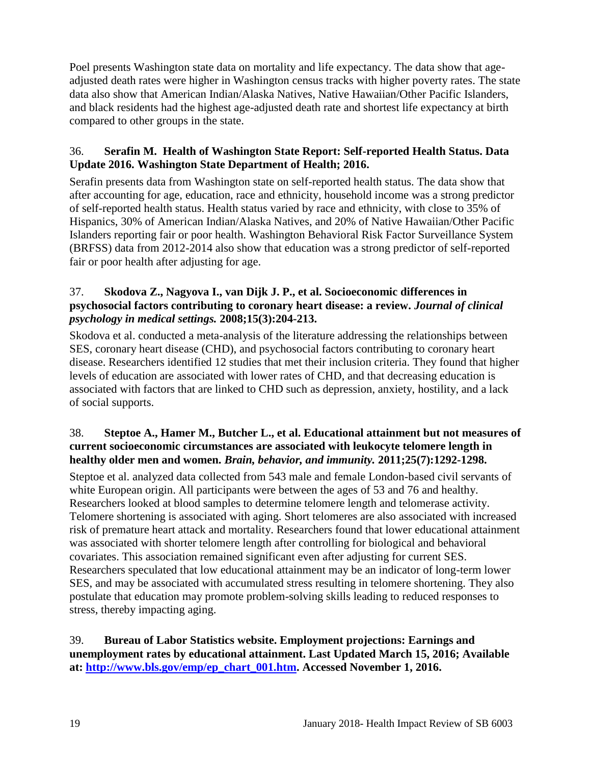Poel presents Washington state data on mortality and life expectancy. The data show that age-adjusted death rates were higher in Washington census tracks with higher poverty rates. The state data also show that American Indian/Alaska Natives, Native Hawaiian/Other Pacific Islanders, and black residents had the highest age-adjusted death rate and shortest life expectancy at birth compared to other groups in the state.

36. **Serafin M. Health of Washington State Report: Self-reported Health Status. Data Update 2016. Washington State Department of Health; 2016.**

Serafin presents data from Washington state on self-reported health status. The data show that after accounting for age, education, race and ethnicity, household income was a strong predictor of self-reported health status. Health status varied by race and ethnicity, with close to 35% of Hispanics, 30% of American Indian/Alaska Natives, and 20% of Native Hawaiian/Other Pacific Islanders reporting fair or poor health. Washington Behavioral Risk Factor Surveillance System (BRFSS) data from 2012-2014 also show that education was a strong predictor of self-reported fair or poor health after adjusting for age.

37. **Skodova Z., Nagyova I., van Dijk J. P., et al. Socioeconomic differences in psychosocial factors contributing to coronary heart disease: a review.** ***Journal of clinical psychology in medical settings.*** **2008;15(3):204-213.**

Skodova et al. conducted a meta-analysis of the literature addressing the relationships between SES, coronary heart disease (CHD), and psychosocial factors contributing to coronary heart disease. Researchers identified 12 studies that met their inclusion criteria. They found that higher levels of education are associated with lower rates of CHD, and that decreasing education is associated with factors that are linked to CHD such as depression, anxiety, hostility, and a lack of social supports.

38. **Steptoe A., Hamer M., Butcher L., et al. Educational attainment but not measures of current socioeconomic circumstances are associated with leukocyte telomere length in healthy older men and women.** ***Brain, behavior, and immunity.*** **2011;25(7):1292-1298.**

Steptoe et al. analyzed data collected from 543 male and female London-based civil servants of white European origin. All participants were between the ages of 53 and 76 and healthy. Researchers looked at blood samples to determine telomere length and telomerase activity. Telomere shortening is associated with aging. Short telomeres are also associated with increased risk of premature heart attack and mortality. Researchers found that lower educational attainment was associated with shorter telomere length after controlling for biological and behavioral covariates. This association remained significant even after adjusting for current SES. Researchers speculated that low educational attainment may be an indicator of long-term lower SES, and may be associated with accumulated stress resulting in telomere shortening. They also postulate that education may promote problem-solving skills leading to reduced responses to stress, thereby impacting aging.

39. **Bureau of Labor Statistics website. Employment projections: Earnings and unemployment rates by educational attainment. Last Updated March 15, 2016; Available at: [http://www.bls.gov/emp/ep_chart_001.htm](http://www.bls.gov/emp/ep_chart_001.htm). Accessed November 1, 2016.**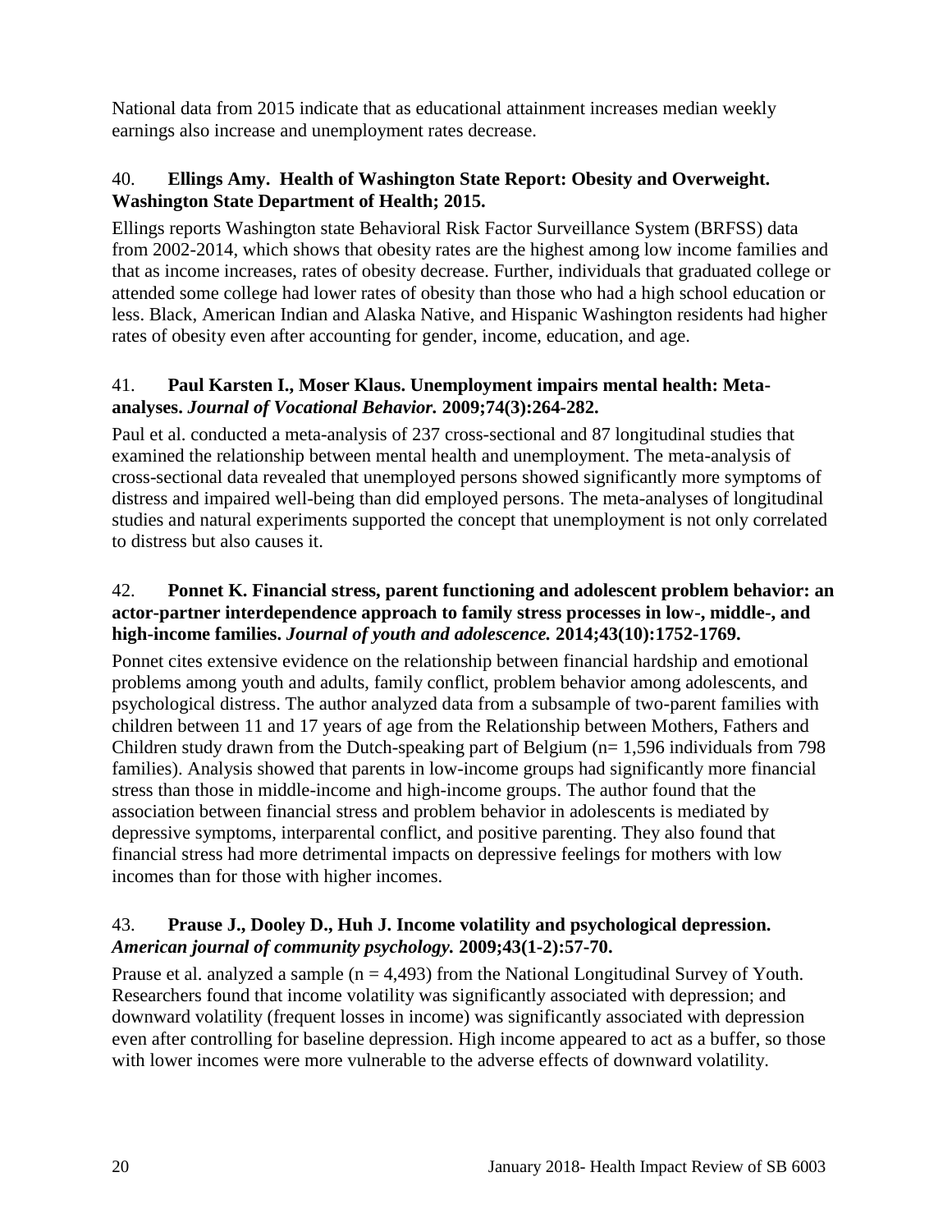National data from 2015 indicate that as educational attainment increases median weekly earnings also increase and unemployment rates decrease.

40. **Ellings Amy. Health of Washington State Report: Obesity and Overweight. Washington State Department of Health; 2015.**

Ellings reports Washington state Behavioral Risk Factor Surveillance System (BRFSS) data from 2002-2014, which shows that obesity rates are the highest among low income families and that as income increases, rates of obesity decrease. Further, individuals that graduated college or attended some college had lower rates of obesity than those who had a high school education or less. Black, American Indian and Alaska Native, and Hispanic Washington residents had higher rates of obesity even after accounting for gender, income, education, and age.

41. **Paul Karsten I., Moser Klaus. Unemployment impairs mental health: Meta-analyses. *Journal of Vocational Behavior.* 2009;74(3):264-282.**

Paul et al. conducted a meta-analysis of 237 cross-sectional and 87 longitudinal studies that examined the relationship between mental health and unemployment. The meta-analysis of cross-sectional data revealed that unemployed persons showed significantly more symptoms of distress and impaired well-being than did employed persons. The meta-analyses of longitudinal studies and natural experiments supported the concept that unemployment is not only correlated to distress but also causes it.

42. **Ponnet K. Financial stress, parent functioning and adolescent problem behavior: an actor-partner interdependence approach to family stress processes in low-, middle-, and high-income families. *Journal of youth and adolescence.* 2014;43(10):1752-1769.**

Ponnet cites extensive evidence on the relationship between financial hardship and emotional problems among youth and adults, family conflict, problem behavior among adolescents, and psychological distress. The author analyzed data from a subsample of two-parent families with children between 11 and 17 years of age from the Relationship between Mothers, Fathers and Children study drawn from the Dutch-speaking part of Belgium (n= 1,596 individuals from 798 families). Analysis showed that parents in low-income groups had significantly more financial stress than those in middle-income and high-income groups. The author found that the association between financial stress and problem behavior in adolescents is mediated by depressive symptoms, interparental conflict, and positive parenting. They also found that financial stress had more detrimental impacts on depressive feelings for mothers with low incomes than for those with higher incomes.

43. **Prause J., Dooley D., Huh J. Income volatility and psychological depression. *American journal of community psychology.* 2009;43(1-2):57-70.**

Prause et al. analyzed a sample (n = 4,493) from the National Longitudinal Survey of Youth. Researchers found that income volatility was significantly associated with depression; and downward volatility (frequent losses in income) was significantly associated with depression even after controlling for baseline depression. High income appeared to act as a buffer, so those with lower incomes were more vulnerable to the adverse effects of downward volatility.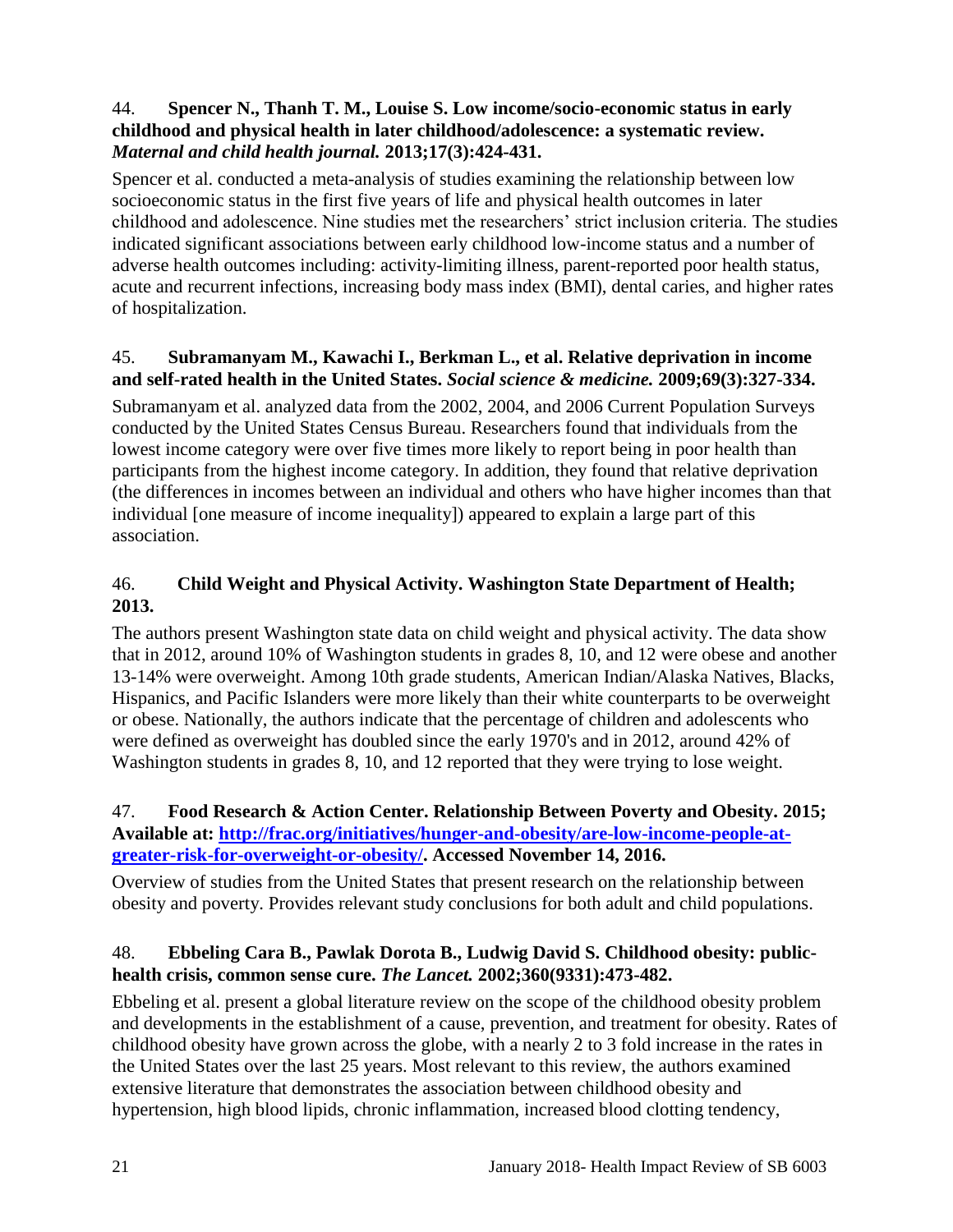44. **Spencer N., Thanh T. M., Louise S. Low income/socio-economic status in early childhood and physical health in later childhood/adolescence: a systematic review.** ***Maternal and child health journal.*** **2013;17(3):424-431.**

Spencer et al. conducted a meta-analysis of studies examining the relationship between low socioeconomic status in the first five years of life and physical health outcomes in later childhood and adolescence. Nine studies met the researchers' strict inclusion criteria. The studies indicated significant associations between early childhood low-income status and a number of adverse health outcomes including: activity-limiting illness, parent-reported poor health status, acute and recurrent infections, increasing body mass index (BMI), dental caries, and higher rates of hospitalization.

45. **Subramanyam M., Kawachi I., Berkman L., et al. Relative deprivation in income and self-rated health in the United States.** ***Social science & medicine.*** **2009;69(3):327-334.**

Subramanyam et al. analyzed data from the 2002, 2004, and 2006 Current Population Surveys conducted by the United States Census Bureau. Researchers found that individuals from the lowest income category were over five times more likely to report being in poor health than participants from the highest income category. In addition, they found that relative deprivation (the differences in incomes between an individual and others who have higher incomes than that individual [one measure of income inequality]) appeared to explain a large part of this association.

46. **Child Weight and Physical Activity. Washington State Department of Health; 2013.**

The authors present Washington state data on child weight and physical activity. The data show that in 2012, around 10% of Washington students in grades 8, 10, and 12 were obese and another 13-14% were overweight. Among 10th grade students, American Indian/Alaska Natives, Blacks, Hispanics, and Pacific Islanders were more likely than their white counterparts to be overweight or obese. Nationally, the authors indicate that the percentage of children and adolescents who were defined as overweight has doubled since the early 1970's and in 2012, around 42% of Washington students in grades 8, 10, and 12 reported that they were trying to lose weight.

47. **Food Research & Action Center. Relationship Between Poverty and Obesity. 2015; Available at: [http://frac.org/initiatives/hunger-and-obesity/are-low-income-people-at-greater-risk-for-overweight-or-obesity/](http://frac.org/initiatives/hunger-and-obesity/are-low-income-people-at-greater-risk-for-overweight-or-obesity/). Accessed November 14, 2016.**

Overview of studies from the United States that present research on the relationship between obesity and poverty. Provides relevant study conclusions for both adult and child populations.

48. **Ebbeling Cara B., Pawlak Dorota B., Ludwig David S. Childhood obesity: public-health crisis, common sense cure.** ***The Lancet.*** **2002;360(9331):473-482.**

Ebbeling et al. present a global literature review on the scope of the childhood obesity problem and developments in the establishment of a cause, prevention, and treatment for obesity. Rates of childhood obesity have grown across the globe, with a nearly 2 to 3 fold increase in the rates in the United States over the last 25 years. Most relevant to this review, the authors examined extensive literature that demonstrates the association between childhood obesity and hypertension, high blood lipids, chronic inflammation, increased blood clotting tendency,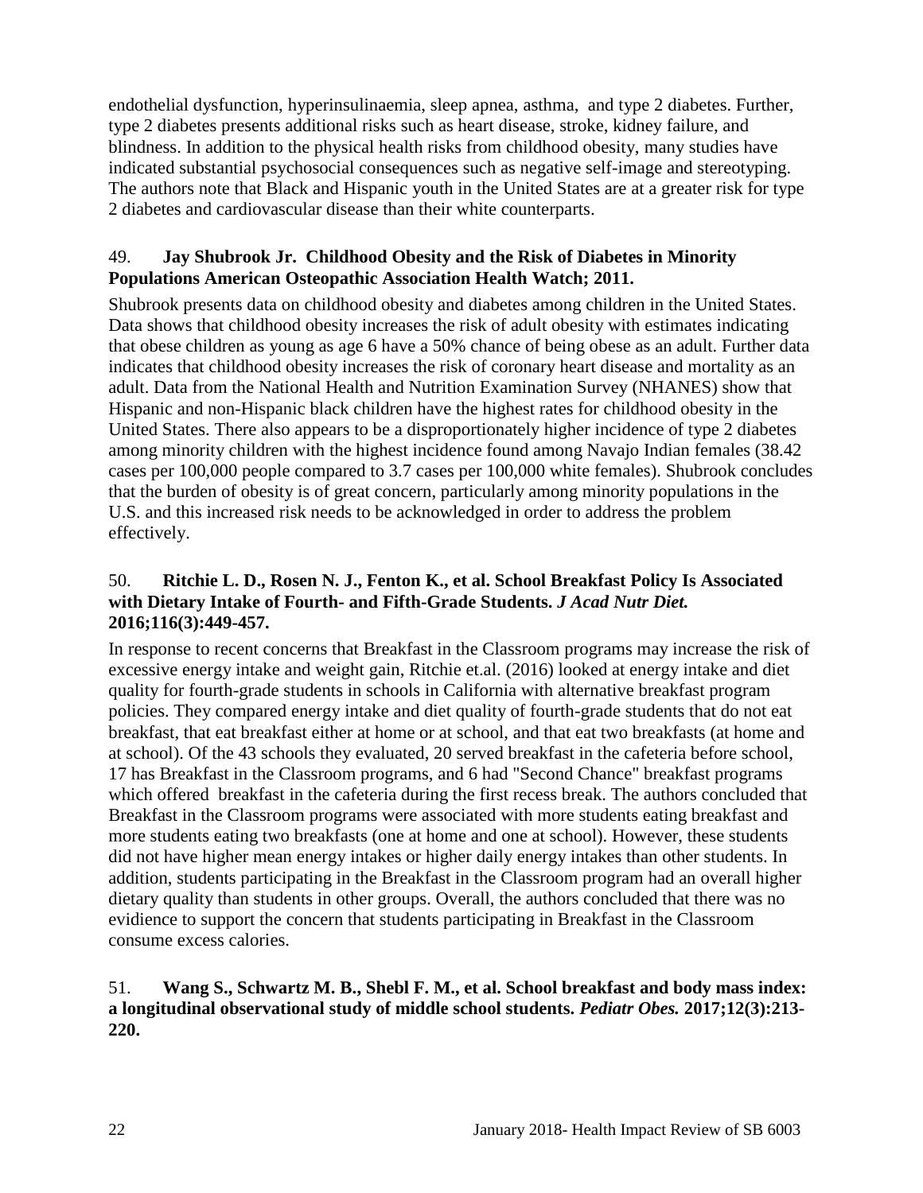endothelial dysfunction, hyperinsulinaemia, sleep apnea, asthma, and type 2 diabetes. Further, type 2 diabetes presents additional risks such as heart disease, stroke, kidney failure, and blindness. In addition to the physical health risks from childhood obesity, many studies have indicated substantial psychosocial consequences such as negative self-image and stereotyping. The authors note that Black and Hispanic youth in the United States are at a greater risk for type 2 diabetes and cardiovascular disease than their white counterparts.

49. **Jay Shubrook Jr. Childhood Obesity and the Risk of Diabetes in Minority Populations American Osteopathic Association Health Watch; 2011.**

Shubrook presents data on childhood obesity and diabetes among children in the United States. Data shows that childhood obesity increases the risk of adult obesity with estimates indicating that obese children as young as age 6 have a 50% chance of being obese as an adult. Further data indicates that childhood obesity increases the risk of coronary heart disease and mortality as an adult. Data from the National Health and Nutrition Examination Survey (NHANES) show that Hispanic and non-Hispanic black children have the highest rates for childhood obesity in the United States. There also appears to be a disproportionately higher incidence of type 2 diabetes among minority children with the highest incidence found among Navajo Indian females (38.42 cases per 100,000 people compared to 3.7 cases per 100,000 white females). Shubrook concludes that the burden of obesity is of great concern, particularly among minority populations in the U.S. and this increased risk needs to be acknowledged in order to address the problem effectively.

50. **Ritchie L. D., Rosen N. J., Fenton K., et al. School Breakfast Policy Is Associated with Dietary Intake of Fourth- and Fifth-Grade Students.** ***J Acad Nutr Diet.*** **2016;116(3):449-457.**

In response to recent concerns that Breakfast in the Classroom programs may increase the risk of excessive energy intake and weight gain, Ritchie et.al. (2016) looked at energy intake and diet quality for fourth-grade students in schools in California with alternative breakfast program policies. They compared energy intake and diet quality of fourth-grade students that do not eat breakfast, that eat breakfast either at home or at school, and that eat two breakfasts (at home and at school). Of the 43 schools they evaluated, 20 served breakfast in the cafeteria before school, 17 has Breakfast in the Classroom programs, and 6 had "Second Chance" breakfast programs which offered breakfast in the cafeteria during the first recess break. The authors concluded that Breakfast in the Classroom programs were associated with more students eating breakfast and more students eating two breakfasts (one at home and one at school). However, these students did not have higher mean energy intakes or higher daily energy intakes than other students. In addition, students participating in the Breakfast in the Classroom program had an overall higher dietary quality than students in other groups. Overall, the authors concluded that there was no evidence to support the concern that students participating in Breakfast in the Classroom consume excess calories.

51. **Wang S., Schwartz M. B., Shebl F. M., et al. School breakfast and body mass index: a longitudinal observational study of middle school students.** ***Pediatr Obes.*** **2017;12(3):213-220.**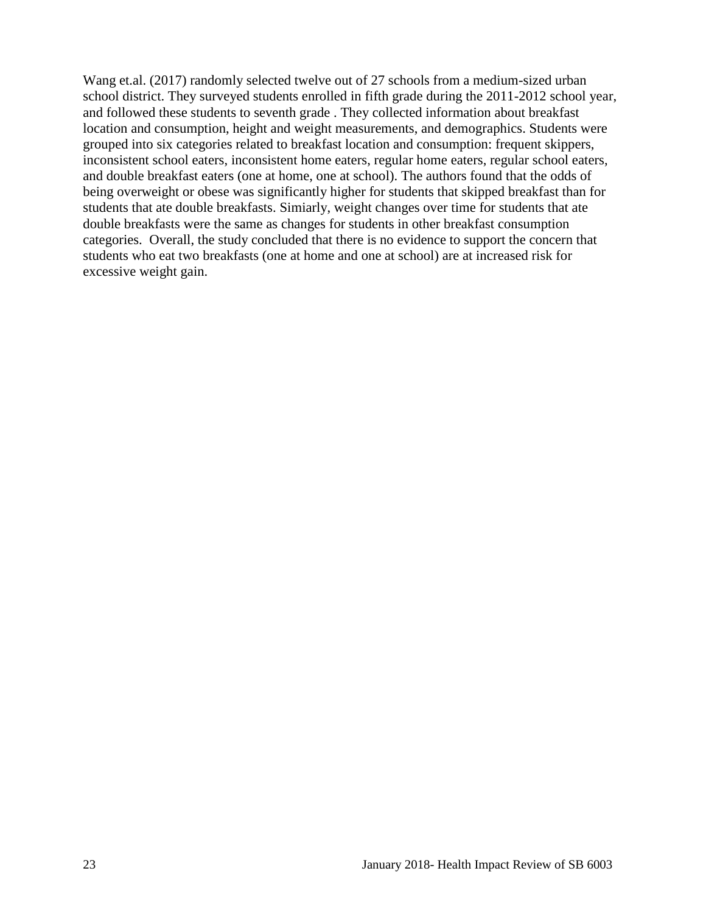Wang et.al. (2017) randomly selected twelve out of 27 schools from a medium-sized urban school district. They surveyed students enrolled in fifth grade during the 2011-2012 school year, and followed these students to seventh grade . They collected information about breakfast location and consumption, height and weight measurements, and demographics. Students were grouped into six categories related to breakfast location and consumption: frequent skippers, inconsistent school eaters, inconsistent home eaters, regular home eaters, regular school eaters, and double breakfast eaters (one at home, one at school). The authors found that the odds of being overweight or obese was significantly higher for students that skipped breakfast than for students that ate double breakfasts. Simiarly, weight changes over time for students that ate double breakfasts were the same as changes for students in other breakfast consumption categories. Overall, the study concluded that there is no evidence to support the concern that students who eat two breakfasts (one at home and one at school) are at increased risk for excessive weight gain.